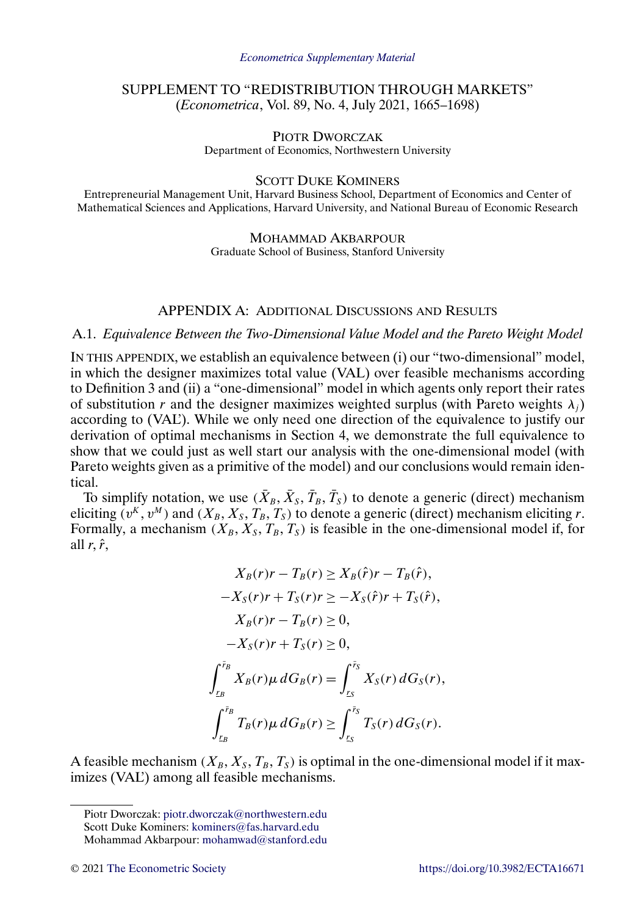*Econometrica Supplementary Material*

# SUPPLEMENT TO "REDISTRIBUTION THROUGH MARKETS"
(*Econometrica*, Vol. 89, No. 4, July 2021, 1665–1698)

PIOTR DWORCZAK
Department of Economics, Northwestern University

SCOTT DUKE KOMINERS
Entrepreneurial Management Unit, Harvard Business School, Department of Economics and Center of Mathematical Sciences and Applications, Harvard University, and National Bureau of Economic Research

MOHAMMAD AKBARPOUR
Graduate School of Business, Stanford University

## APPENDIX A: ADDITIONAL DISCUSSIONS AND RESULTS

### A.1. *Equivalence Between the Two-Dimensional Value Model and the Pareto Weight Model*

IN THIS APPENDIX, we establish an equivalence between (i) our "two-dimensional" model, in which the designer maximizes total value (VAL) over feasible mechanisms according to Definition 3 and (ii) a "one-dimensional" model in which agents only report their rates of substitution $r$ and the designer maximizes weighted surplus (with Pareto weights $\lambda_j$) according to (VAL'). While we only need one direction of the equivalence to justify our derivation of optimal mechanisms in Section 4, we demonstrate the full equivalence to show that we could just as well start our analysis with the one-dimensional model (with Pareto weights given as a primitive of the model) and our conclusions would remain identical.

To simplify notation, we use $(\bar{X}_B, \bar{X}_S, \bar{T}_B, \bar{T}_S)$ to denote a generic (direct) mechanism eliciting $(v^K, v^M)$ and $(X_B, X_S, T_B, T_S)$ to denote a generic (direct) mechanism eliciting $r$. Formally, a mechanism $(X_B, X_S, T_B, T_S)$ is feasible in the one-dimensional model if, for all $r, \hat{r}$,

$$
\begin{aligned}
X_B(r)r - T_B(r) &\geq X_B(\hat{r})r - T_B(\hat{r}),\\
-X_S(r)r + T_S(r)r &\geq -X_S(\hat{r})r + T_S(\hat{r}),\\
X_B(r)r - T_B(r) &\geq 0,\\
-X_S(r)r + T_S(r) &\geq 0,\\
\int_{\underline{r}_B}^{\bar{r}_B} X_B(r)\mu\, dG_B(r) &= \int_{\underline{r}_S}^{\bar{r}_S} X_S(r)\, dG_S(r),\\
\int_{\underline{r}_B}^{\bar{r}_B} T_B(r)\mu\, dG_B(r) &\geq \int_{\underline{r}_S}^{\bar{r}_S} T_S(r)\, dG_S(r).
\end{aligned}
$$

A feasible mechanism $(X_B, X_S, T_B, T_S)$ is optimal in the one-dimensional model if it maximizes (VAL') among all feasible mechanisms.

Piotr Dworczak: piotr.dworczak@northwestern.edu
Scott Duke Kominers: kominers@fas.harvard.edu
Mohammad Akbarpour: mohamwad@stanford.edu

© 2021 The Econometric Society https://doi.org/10.3982/ECTA16671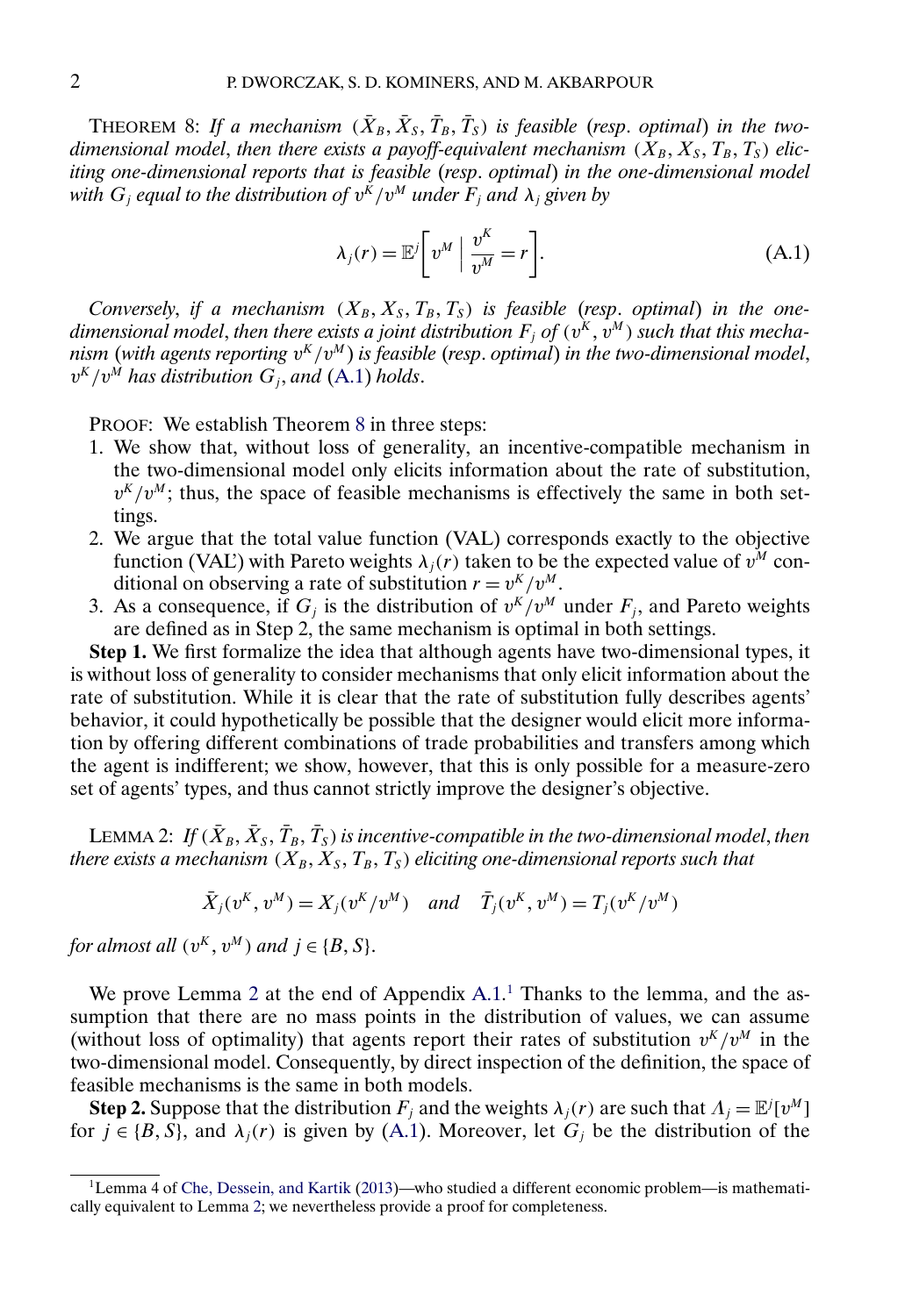THEOREM 8: *If a mechanism* $(\bar{X}_B, \bar{X}_S, \bar{T}_B, \bar{T}_S)$ *is feasible* (*resp. optimal*) *in the two-dimensional model*, *then there exists a payoff-equivalent mechanism* $(X_B, X_S, T_B, T_S)$ *eliciting one-dimensional reports that is feasible* (*resp. optimal*) *in the one-dimensional model with* $G_j$ *equal to the distribution of* $v^K/v^M$ *under* $F_j$ *and* $\lambda_j$ *given by*

$$\lambda_j(r) = \mathbb{E}^j\left[v^M \;\middle|\; \frac{v^K}{v^M} = r\right]. \tag{A.1}$$

*Conversely*, *if a mechanism* $(X_B, X_S, T_B, T_S)$ *is feasible* (*resp. optimal*) *in the one-dimensional model*, *then there exists a joint distribution* $F_j$ *of* $(v^K, v^M)$ *such that this mechanism* (*with agents reporting* $v^K/v^M$) *is feasible* (*resp. optimal*) *in the two-dimensional model*, $v^K/v^M$ *has distribution* $G_j$, *and* (A.1) *holds*.

PROOF: We establish Theorem 8 in three steps:

1. We show that, without loss of generality, an incentive-compatible mechanism in the two-dimensional model only elicits information about the rate of substitution, $v^K/v^M$; thus, the space of feasible mechanisms is effectively the same in both settings.
2. We argue that the total value function (VAL) corresponds exactly to the objective function (VAL') with Pareto weights $\lambda_j(r)$ taken to be the expected value of $v^M$ conditional on observing a rate of substitution $r = v^K/v^M$.
3. As a consequence, if $G_j$ is the distribution of $v^K/v^M$ under $F_j$, and Pareto weights are defined as in Step 2, the same mechanism is optimal in both settings.

**Step 1.** We first formalize the idea that although agents have two-dimensional types, it is without loss of generality to consider mechanisms that only elicit information about the rate of substitution. While it is clear that the rate of substitution fully describes agents' behavior, it could hypothetically be possible that the designer would elicit more information by offering different combinations of trade probabilities and transfers among which the agent is indifferent; we show, however, that this is only possible for a measure-zero set of agents' types, and thus cannot strictly improve the designer's objective.

LEMMA 2: *If* $(\bar{X}_B, \bar{X}_S, \bar{T}_B, \bar{T}_S)$ *is incentive-compatible in the two-dimensional model*, *then there exists a mechanism* $(X_B, X_S, T_B, T_S)$ *eliciting one-dimensional reports such that*

$$\bar{X}_j(v^K, v^M) = X_j(v^K/v^M) \quad \text{and} \quad \bar{T}_j(v^K, v^M) = T_j(v^K/v^M)$$

*for almost all* $(v^K, v^M)$ *and* $j \in \{B, S\}$.

We prove Lemma 2 at the end of Appendix A.1.[1] Thanks to the lemma, and the assumption that there are no mass points in the distribution of values, we can assume (without loss of optimality) that agents report their rates of substitution $v^K/v^M$ in the two-dimensional model. Consequently, by direct inspection of the definition, the space of feasible mechanisms is the same in both models.

**Step 2.** Suppose that the distribution $F_j$ and the weights $\lambda_j(r)$ are such that $\Lambda_j = \mathbb{E}^j[v^M]$ for $j \in \{B, S\}$, and $\lambda_j(r)$ is given by (A.1). Moreover, let $G_j$ be the distribution of the

[1] Lemma 4 of Che, Dessein, and Kartik (2013)—who studied a different economic problem—is mathematically equivalent to Lemma 2; we nevertheless provide a proof for completeness.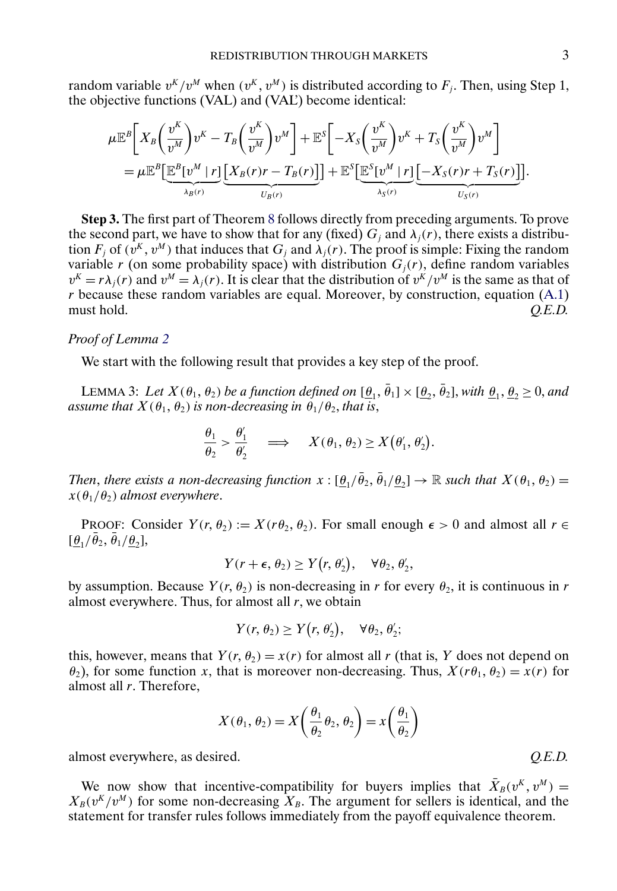random variable $v^K/v^M$ when $(v^K, v^M)$ is distributed according to $F_j$. Then, using Step 1, the objective functions (VAL) and (VAL') become identical:

$$\mu \mathbb{E}^B\left[X_B\left(\frac{v^K}{v^M}\right)v^K - T_B\left(\frac{v^K}{v^M}\right)v^M\right] + \mathbb{E}^S\left[-X_S\left(\frac{v^K}{v^M}\right)v^K + T_S\left(\frac{v^K}{v^M}\right)v^M\right]$$
$$= \mu \mathbb{E}^B\big[\underbrace{\mathbb{E}^B[v^M \mid r]}_{\lambda_B(r)}\underbrace{\big[X_B(r)r - T_B(r)\big]}_{U_B(r)}\big] + \mathbb{E}^S\big[\underbrace{\mathbb{E}^S[v^M \mid r]}_{\lambda_S(r)}\underbrace{\big[-X_S(r)r + T_S(r)\big]}_{U_S(r)}\big].$$

**Step 3.** The first part of Theorem 8 follows directly from preceding arguments. To prove the second part, we have to show that for any (fixed) $G_j$ and $\lambda_j(r)$, there exists a distribution $F_j$ of $(v^K, v^M)$ that induces that $G_j$ and $\lambda_j(r)$. The proof is simple: Fixing the random variable $r$ (on some probability space) with distribution $G_j(r)$, define random variables $v^K = r\lambda_j(r)$ and $v^M = \lambda_j(r)$. It is clear that the distribution of $v^K/v^M$ is the same as that of $r$ because these random variables are equal. Moreover, by construction, equation (A.1) must hold. *Q.E.D.*

*Proof of Lemma 2*

We start with the following result that provides a key step of the proof.

LEMMA 3: *Let $X(\theta_1, \theta_2)$ be a function defined on $[\underline{\theta}_1, \bar{\theta}_1] \times [\underline{\theta}_2, \bar{\theta}_2]$, with $\underline{\theta}_1, \underline{\theta}_2 \geq 0$, and assume that $X(\theta_1, \theta_2)$ is non-decreasing in $\theta_1/\theta_2$, that is,*

$$\frac{\theta_1}{\theta_2} > \frac{\theta_1'}{\theta_2'} \quad \Longrightarrow \quad X(\theta_1, \theta_2) \geq X\big(\theta_1', \theta_2'\big).$$

*Then, there exists a non-decreasing function $x : [\underline{\theta}_1/\bar{\theta}_2, \bar{\theta}_1/\underline{\theta}_2] \to \mathbb{R}$ such that $X(\theta_1, \theta_2) = x(\theta_1/\theta_2)$ almost everywhere.*

PROOF: Consider $Y(r, \theta_2) := X(r\theta_2, \theta_2)$. For small enough $\epsilon > 0$ and almost all $r \in [\underline{\theta}_1/\bar{\theta}_2, \bar{\theta}_1/\underline{\theta}_2]$,

$$Y(r + \epsilon, \theta_2) \geq Y\big(r, \theta_2'\big), \quad \forall \theta_2, \theta_2',$$

by assumption. Because $Y(r, \theta_2)$ is non-decreasing in $r$ for every $\theta_2$, it is continuous in $r$ almost everywhere. Thus, for almost all $r$, we obtain

$$Y(r, \theta_2) \geq Y\big(r, \theta_2'\big), \quad \forall \theta_2, \theta_2';$$

this, however, means that $Y(r, \theta_2) = x(r)$ for almost all $r$ (that is, $Y$ does not depend on $\theta_2$), for some function $x$, that is moreover non-decreasing. Thus, $X(r\theta_1, \theta_2) = x(r)$ for almost all $r$. Therefore,

$$X(\theta_1, \theta_2) = X\left(\frac{\theta_1}{\theta_2}\theta_2, \theta_2\right) = x\left(\frac{\theta_1}{\theta_2}\right)$$

almost everywhere, as desired. *Q.E.D.*

We now show that incentive-compatibility for buyers implies that $\bar{X}_B(v^K, v^M) = X_B(v^K/v^M)$ for some non-decreasing $X_B$. The argument for sellers is identical, and the statement for transfer rules follows immediately from the payoff equivalence theorem.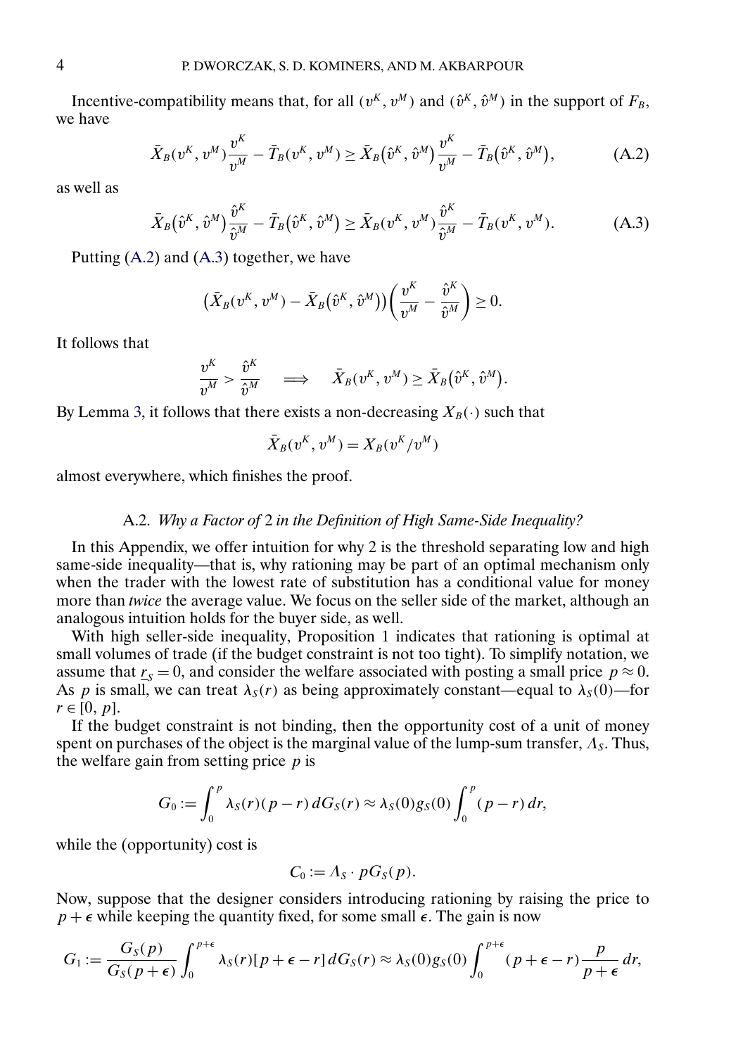Incentive-compatibility means that, for all $(v^K, v^M)$ and $(\hat{v}^K, \hat{v}^M)$ in the support of $F_B$, we have

$$\bar{X}_B(v^K, v^M)\frac{v^K}{v^M} - \bar{T}_B(v^K, v^M) \geq \bar{X}_B(\hat{v}^K, \hat{v}^M)\frac{v^K}{v^M} - \bar{T}_B(\hat{v}^K, \hat{v}^M), \tag{A.2}$$

as well as

$$\bar{X}_B(\hat{v}^K, \hat{v}^M)\frac{\hat{v}^K}{\hat{v}^M} - \bar{T}_B(\hat{v}^K, \hat{v}^M) \geq \bar{X}_B(v^K, v^M)\frac{\hat{v}^K}{\hat{v}^M} - \bar{T}_B(v^K, v^M). \tag{A.3}$$

Putting (A.2) and (A.3) together, we have

$$\left(\bar{X}_B(v^K, v^M) - \bar{X}_B(\hat{v}^K, \hat{v}^M)\right)\left(\frac{v^K}{v^M} - \frac{\hat{v}^K}{\hat{v}^M}\right) \geq 0.$$

It follows that

$$\frac{v^K}{v^M} > \frac{\hat{v}^K}{\hat{v}^M} \quad \Longrightarrow \quad \bar{X}_B(v^K, v^M) \geq \bar{X}_B(\hat{v}^K, \hat{v}^M).$$

By Lemma 3, it follows that there exists a non-decreasing $X_B(\cdot)$ such that

$$\bar{X}_B(v^K, v^M) = X_B(v^K/v^M)$$

almost everywhere, which finishes the proof.

### A.2. *Why a Factor of 2 in the Definition of High Same-Side Inequality?*

In this Appendix, we offer intuition for why 2 is the threshold separating low and high same-side inequality—that is, why rationing may be part of an optimal mechanism only when the trader with the lowest rate of substitution has a conditional value for money more than *twice* the average value. We focus on the seller side of the market, although an analogous intuition holds for the buyer side, as well.

With high seller-side inequality, Proposition 1 indicates that rationing is optimal at small volumes of trade (if the budget constraint is not too tight). To simplify notation, we assume that $\underline{r}_S = 0$, and consider the welfare associated with posting a small price $p \approx 0$. As $p$ is small, we can treat $\lambda_S(r)$ as being approximately constant—equal to $\lambda_S(0)$—for $r \in [0, p]$.

If the budget constraint is not binding, then the opportunity cost of a unit of money spent on purchases of the object is the marginal value of the lump-sum transfer, $\Lambda_S$. Thus, the welfare gain from setting price $p$ is

$$G_0 := \int_0^p \lambda_S(r)(p - r)\, dG_S(r) \approx \lambda_S(0) g_S(0) \int_0^p (p - r)\, dr,$$

while the (opportunity) cost is

$$C_0 := \Lambda_S \cdot pG_S(p).$$

Now, suppose that the designer considers introducing rationing by raising the price to $p + \epsilon$ while keeping the quantity fixed, for some small $\epsilon$. The gain is now

$$G_1 := \frac{G_S(p)}{G_S(p+\epsilon)} \int_0^{p+\epsilon} \lambda_S(r)[p + \epsilon - r]\, dG_S(r) \approx \lambda_S(0) g_S(0) \int_0^{p+\epsilon} (p + \epsilon - r)\frac{p}{p+\epsilon}\, dr,$$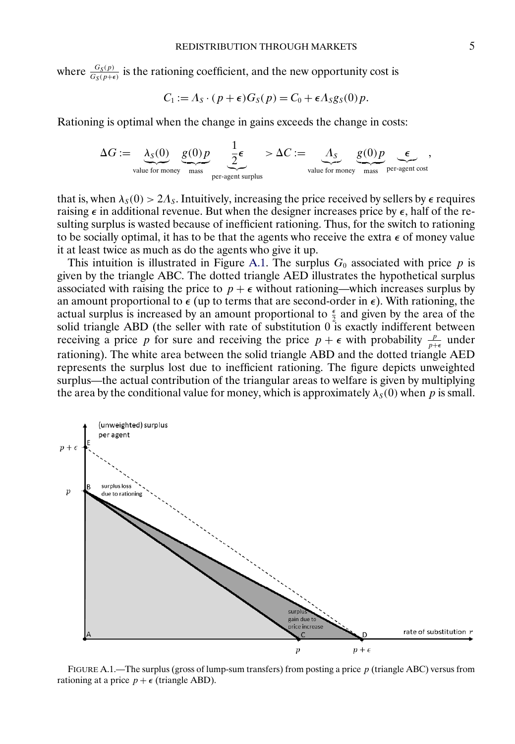where $\frac{G_S(p)}{G_S(p+\epsilon)}$ is the rationing coefficient, and the new opportunity cost is

$$C_1 := \Lambda_S \cdot (p+\epsilon) G_S(p) = C_0 + \epsilon \Lambda_S g_S(0) p.$$

Rationing is optimal when the change in gains exceeds the change in costs:

$$\Delta G := \underbrace{\lambda_S(0)}_{\text{value for money}} \underbrace{g(0)p}_{\text{mass}} \underbrace{\frac{1}{2}\epsilon}_{\text{per-agent surplus}} > \Delta C := \underbrace{\Lambda_S}_{\text{value for money}} \underbrace{g(0)p}_{\text{mass}} \underbrace{\epsilon}_{\text{per-agent cost}},$$

that is, when $\lambda_S(0) > 2\Lambda_S$. Intuitively, increasing the price received by sellers by $\epsilon$ requires raising $\epsilon$ in additional revenue. But when the designer increases price by $\epsilon$, half of the resulting surplus is wasted because of inefficient rationing. Thus, for the switch to rationing to be socially optimal, it has to be that the agents who receive the extra $\epsilon$ of money value it at least twice as much as do the agents who give it up.

This intuition is illustrated in Figure A.1. The surplus $G_0$ associated with price $p$ is given by the triangle ABC. The dotted triangle AED illustrates the hypothetical surplus associated with raising the price to $p+\epsilon$ without rationing—which increases surplus by an amount proportional to $\epsilon$ (up to terms that are second-order in $\epsilon$). With rationing, the actual surplus is increased by an amount proportional to $\frac{\epsilon}{2}$ and given by the area of the solid triangle ABD (the seller with rate of substitution 0 is exactly indifferent between receiving a price $p$ for sure and receiving the price $p+\epsilon$ with probability $\frac{p}{p+\epsilon}$ under rationing). The white area between the solid triangle ABD and the dotted triangle AED represents the surplus lost due to inefficient rationing. The figure depicts unweighted surplus—the actual contribution of the triangular areas to welfare is given by multiplying the area by the conditional value for money, which is approximately $\lambda_S(0)$ when $p$ is small.

FIGURE A.1.—The surplus (gross of lump-sum transfers) from posting a price $p$ (triangle ABC) versus from rationing at a price $p+\epsilon$ (triangle ABD).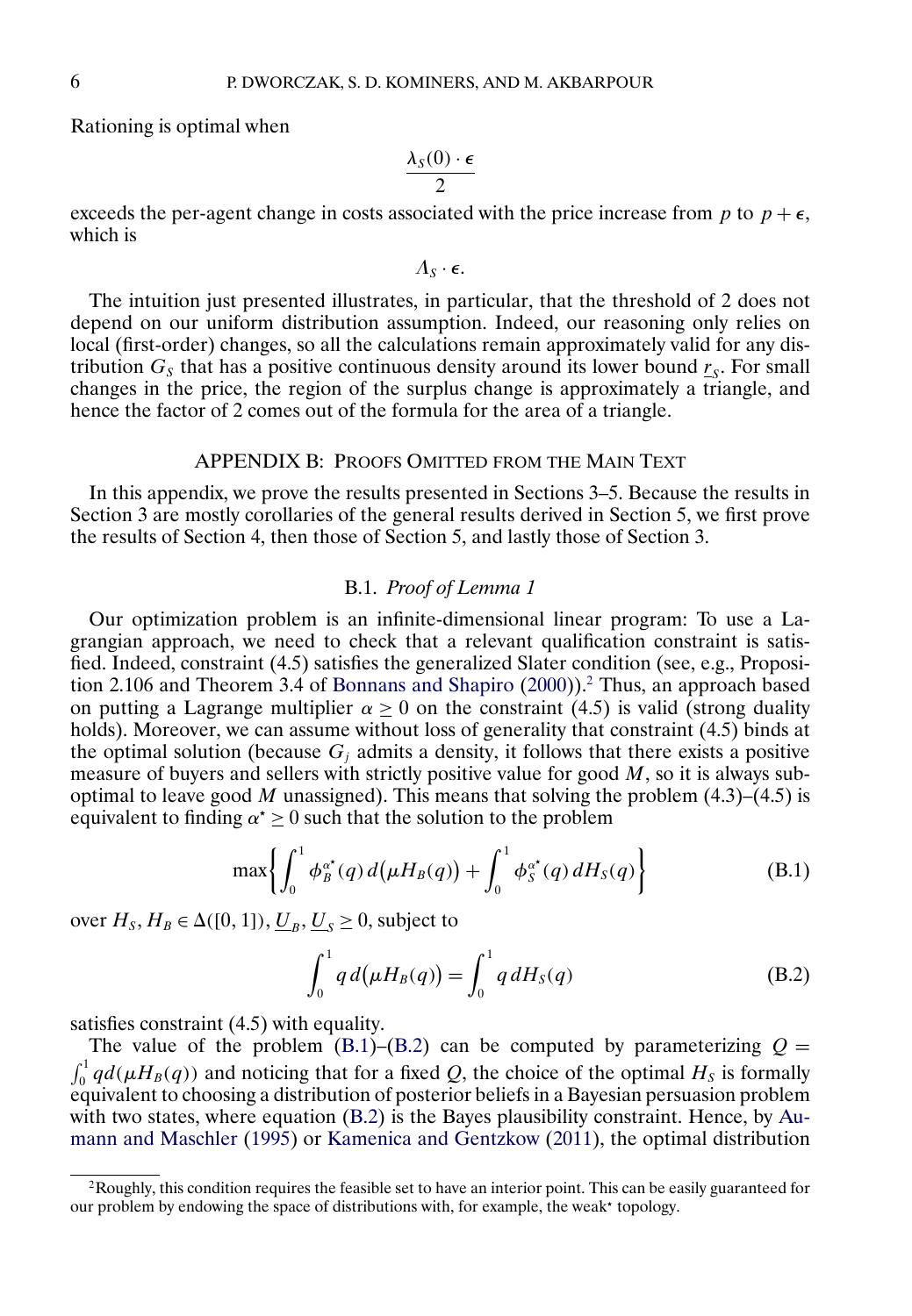Rationing is optimal when

$$\frac{\lambda_S(0) \cdot \epsilon}{2}$$

exceeds the per-agent change in costs associated with the price increase from $p$ to $p + \epsilon$, which is

$$\Lambda_S \cdot \epsilon.$$

The intuition just presented illustrates, in particular, that the threshold of 2 does not depend on our uniform distribution assumption. Indeed, our reasoning only relies on local (first-order) changes, so all the calculations remain approximately valid for any distribution $G_S$ that has a positive continuous density around its lower bound $\underline{r}_S$. For small changes in the price, the region of the surplus change is approximately a triangle, and hence the factor of 2 comes out of the formula for the area of a triangle.

## APPENDIX B: PROOFS OMITTED FROM THE MAIN TEXT

In this appendix, we prove the results presented in Sections 3–5. Because the results in Section 3 are mostly corollaries of the general results derived in Section 5, we first prove the results of Section 4, then those of Section 5, and lastly those of Section 3.

### B.1. *Proof of Lemma 1*

Our optimization problem is an infinite-dimensional linear program: To use a Lagrangian approach, we need to check that a relevant qualification constraint is satisfied. Indeed, constraint (4.5) satisfies the generalized Slater condition (see, e.g., Proposition 2.106 and Theorem 3.4 of Bonnans and Shapiro (2000)).[2] Thus, an approach based on putting a Lagrange multiplier $\alpha \geq 0$ on the constraint (4.5) is valid (strong duality holds). Moreover, we can assume without loss of generality that constraint (4.5) binds at the optimal solution (because $G_j$ admits a density, it follows that there exists a positive measure of buyers and sellers with strictly positive value for good $M$, so it is always suboptimal to leave good $M$ unassigned). This means that solving the problem (4.3)–(4.5) is equivalent to finding $\alpha^\star \geq 0$ such that the solution to the problem

$$\max\left\{\int_0^1 \phi_B^{\alpha^\star}(q)\, d\big(\mu H_B(q)\big) + \int_0^1 \phi_S^{\alpha^\star}(q)\, dH_S(q)\right\} \tag{B.1}$$

over $H_S, H_B \in \Delta([0,1])$, $\underline{U}_B, \underline{U}_S \geq 0$, subject to

$$\int_0^1 q\, d\big(\mu H_B(q)\big) = \int_0^1 q\, dH_S(q) \tag{B.2}$$

satisfies constraint (4.5) with equality.

The value of the problem (B.1)–(B.2) can be computed by parameterizing $Q = \int_0^1 q d(\mu H_B(q))$ and noticing that for a fixed $Q$, the choice of the optimal $H_S$ is formally equivalent to choosing a distribution of posterior beliefs in a Bayesian persuasion problem with two states, where equation (B.2) is the Bayes plausibility constraint. Hence, by Aumann and Maschler (1995) or Kamenica and Gentzkow (2011), the optimal distribution

[2] Roughly, this condition requires the feasible set to have an interior point. This can be easily guaranteed for our problem by endowing the space of distributions with, for example, the weak$^\star$ topology.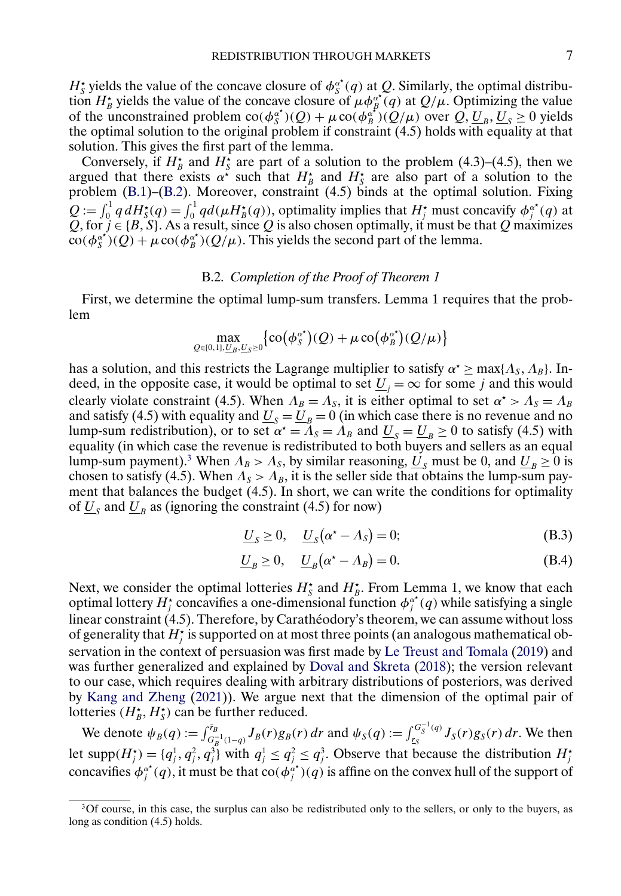$H_S^\star$ yields the value of the concave closure of $\phi_S^{\alpha^\star}(q)$ at $Q$. Similarly, the optimal distribution $H_B^\star$ yields the value of the concave closure of $\mu\phi_B^{\alpha^\star}(q)$ at $Q/\mu$. Optimizing the value of the unconstrained problem $\text{co}(\phi_S^{\alpha^\star})(Q) + \mu\,\text{co}(\phi_B^{\alpha^\star})(Q/\mu)$ over $Q, \underline{U}_B, \underline{U}_S \geq 0$ yields the optimal solution to the original problem if constraint (4.5) holds with equality at that solution. This gives the first part of the lemma.

Conversely, if $H_B^\star$ and $H_S^\star$ are part of a solution to the problem (4.3)–(4.5), then we argued that there exists $\alpha^\star$ such that $H_B^\star$ and $H_S^\star$ are also part of a solution to the problem (B.1)–(B.2). Moreover, constraint (4.5) binds at the optimal solution. Fixing $Q := \int_0^1 q\, dH_S^\star(q) = \int_0^1 q d(\mu H_B^\star(q))$, optimality implies that $H_j^\star$ must concavify $\phi_j^{\alpha^\star}(q)$ at $Q$, for $j \in \{B, S\}$. As a result, since $Q$ is also chosen optimally, it must be that $Q$ maximizes $\text{co}(\phi_S^{\alpha^\star})(Q) + \mu\,\text{co}(\phi_B^{\alpha^\star})(Q/\mu)$. This yields the second part of the lemma.

### B.2. *Completion of the Proof of Theorem 1*

First, we determine the optimal lump-sum transfers. Lemma 1 requires that the problem

$$\max_{Q \in [0,1], \underline{U}_B, \underline{U}_S \geq 0} \left\{ \text{co}(\phi_S^{\alpha^\star})(Q) + \mu\,\text{co}(\phi_B^{\alpha^\star})(Q/\mu) \right\}$$

has a solution, and this restricts the Lagrange multiplier to satisfy $\alpha^\star \geq \max\{\Lambda_S, \Lambda_B\}$. Indeed, in the opposite case, it would be optimal to set $\underline{U}_j = \infty$ for some $j$ and this would clearly violate constraint (4.5). When $\Lambda_B = \Lambda_S$, it is either optimal to set $\alpha^\star > \Lambda_S = \Lambda_B$ and satisfy (4.5) with equality and $\underline{U}_S = \underline{U}_B = 0$ (in which case there is no revenue and no lump-sum redistribution), or to set $\alpha^\star = \Lambda_S = \Lambda_B$ and $\underline{U}_S = \underline{U}_B \geq 0$ to satisfy (4.5) with equality (in which case the revenue is redistributed to both buyers and sellers as an equal lump-sum payment).[3] When $\Lambda_B > \Lambda_S$, by similar reasoning, $\underline{U}_S$ must be 0, and $\underline{U}_B \geq 0$ is chosen to satisfy (4.5). When $\Lambda_S > \Lambda_B$, it is the seller side that obtains the lump-sum payment that balances the budget (4.5). In short, we can write the conditions for optimality of $\underline{U}_S$ and $\underline{U}_B$ as (ignoring the constraint (4.5) for now)

$$\underline{U}_S \geq 0, \quad \underline{U}_S(\alpha^\star - \Lambda_S) = 0; \tag{B.3}$$

$$\underline{U}_B \geq 0, \quad \underline{U}_B(\alpha^\star - \Lambda_B) = 0. \tag{B.4}$$

Next, we consider the optimal lotteries $H_S^\star$ and $H_B^\star$. From Lemma 1, we know that each optimal lottery $H_j^\star$ concavifies a one-dimensional function $\phi_j^{\alpha^\star}(q)$ while satisfying a single linear constraint (4.5). Therefore, by Carathéodory's theorem, we can assume without loss of generality that $H_j^\star$ is supported on at most three points (an analogous mathematical observation in the context of persuasion was first made by Le Treust and Tomala (2019) and was further generalized and explained by Doval and Skreta (2018); the version relevant to our case, which requires dealing with arbitrary distributions of posteriors, was derived by Kang and Zheng (2021)). We argue next that the dimension of the optimal pair of lotteries $(H_B^\star, H_S^\star)$ can be further reduced.

We denote $\psi_B(q) := \int_{G_B^{-1}(1-q)}^{\bar{r}_B} J_B(r) g_B(r)\, dr$ and $\psi_S(q) := \int_{\underline{r}_S}^{G_S^{-1}(q)} J_S(r) g_S(r)\, dr$. We then let $\text{supp}(H_j^\star) = \{q_j^1, q_j^2, q_j^3\}$ with $q_j^1 \leq q_j^2 \leq q_j^3$. Observe that because the distribution $H_j^\star$ concavifies $\phi_j^{\alpha^\star}(q)$, it must be that $\text{co}(\phi_j^{\alpha^\star})(q)$ is affine on the convex hull of the support of

[3] Of course, in this case, the surplus can also be redistributed only to the sellers, or only to the buyers, as long as condition (4.5) holds.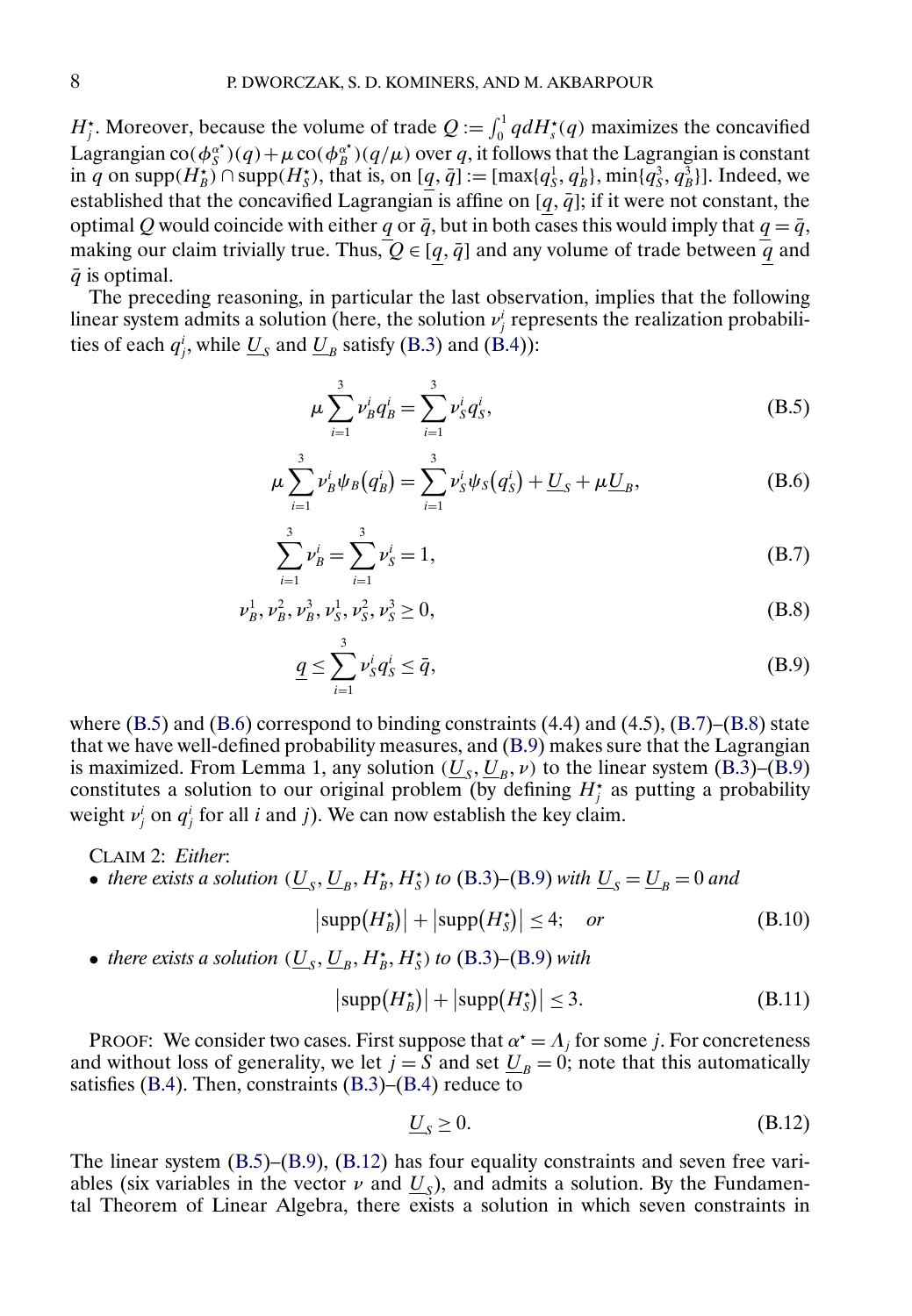$H_j^\star$. Moreover, because the volume of trade $Q := \int_0^1 q\, dH_s^\star(q)$ maximizes the concavified Lagrangian $\text{co}(\phi_S^{\alpha^\star})(q) + \mu\, \text{co}(\phi_B^{\alpha^\star})(q/\mu)$ over $q$, it follows that the Lagrangian is constant in $q$ on $\text{supp}(H_B^\star) \cap \text{supp}(H_S^\star)$, that is, on $[\underline{q}, \bar{q}] := [\max\{q_S^1, q_B^1\}, \min\{q_S^3, q_B^3\}]$. Indeed, we established that the concavified Lagrangian is affine on $[\underline{q}, \bar{q}]$; if it were not constant, the optimal $Q$ would coincide with either $\underline{q}$ or $\bar{q}$, but in both cases this would imply that $\underline{q} = \bar{q}$, making our claim trivially true. Thus, $Q \in [\underline{q}, \bar{q}]$ and any volume of trade between $\underline{q}$ and $\bar{q}$ is optimal.

The preceding reasoning, in particular the last observation, implies that the following linear system admits a solution (here, the solution $\nu_j^i$ represents the realization probabilities of each $q_j^i$, while $\underline{U}_S$ and $\underline{U}_B$ satisfy (B.3) and (B.4)):

$$\mu \sum_{i=1}^{3} \nu_B^i q_B^i = \sum_{i=1}^{3} \nu_S^i q_S^i, \tag{B.5}$$

$$\mu \sum_{i=1}^{3} \nu_B^i \psi_B(q_B^i) = \sum_{i=1}^{3} \nu_S^i \psi_S(q_S^i) + \underline{U}_S + \mu \underline{U}_B, \tag{B.6}$$

$$\sum_{i=1}^{3} \nu_B^i = \sum_{i=1}^{3} \nu_S^i = 1, \tag{B.7}$$

$$\nu_B^1, \nu_B^2, \nu_B^3, \nu_S^1, \nu_S^2, \nu_S^3 \geq 0, \tag{B.8}$$

$$\underline{q} \leq \sum_{i=1}^{3} \nu_S^i q_S^i \leq \bar{q}, \tag{B.9}$$

where (B.5) and (B.6) correspond to binding constraints (4.4) and (4.5), (B.7)–(B.8) state that we have well-defined probability measures, and (B.9) makes sure that the Lagrangian is maximized. From Lemma 1, any solution $(\underline{U}_S, \underline{U}_B, \nu)$ to the linear system (B.3)–(B.9) constitutes a solution to our original problem (by defining $H_j^\star$ as putting a probability weight $\nu_j^i$ on $q_j^i$ for all $i$ and $j$). We can now establish the key claim.

CLAIM 2: *Either*:

- *there exists a solution* $(\underline{U}_S, \underline{U}_B, H_B^\star, H_S^\star)$ *to* (B.3)–(B.9) *with* $\underline{U}_S = \underline{U}_B = 0$ *and*

$$\left|\text{supp}(H_B^\star)\right| + \left|\text{supp}(H_S^\star)\right| \leq 4; \quad \text{or} \tag{B.10}$$

- *there exists a solution* $(\underline{U}_S, \underline{U}_B, H_B^\star, H_S^\star)$ *to* (B.3)–(B.9) *with*

$$\left|\text{supp}(H_B^\star)\right| + \left|\text{supp}(H_S^\star)\right| \leq 3. \tag{B.11}$$

PROOF: We consider two cases. First suppose that $\alpha^\star = \Lambda_j$ for some $j$. For concreteness and without loss of generality, we let $j = S$ and set $\underline{U}_B = 0$; note that this automatically satisfies (B.4). Then, constraints (B.3)–(B.4) reduce to

$$\underline{U}_S \geq 0. \tag{B.12}$$

The linear system (B.5)–(B.9), (B.12) has four equality constraints and seven free variables (six variables in the vector $\nu$ and $\underline{U}_S$), and admits a solution. By the Fundamental Theorem of Linear Algebra, there exists a solution in which seven constraints in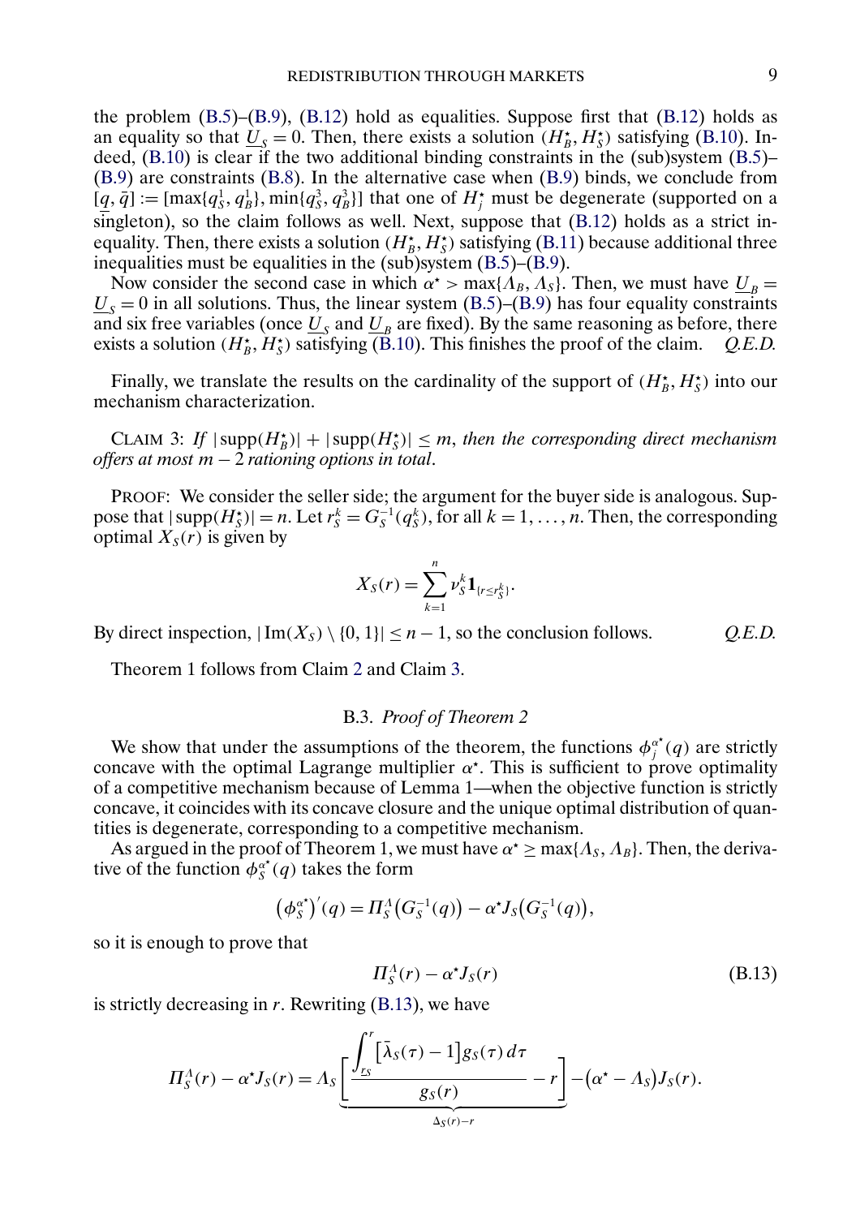the problem (B.5)–(B.9), (B.12) hold as equalities. Suppose first that (B.12) holds as an equality so that $\underline{U}_S = 0$. Then, there exists a solution $(H_B^\star, H_S^\star)$ satisfying (B.10). Indeed, (B.10) is clear if the two additional binding constraints in the (sub)system (B.5)–(B.9) are constraints (B.8). In the alternative case when (B.9) binds, we conclude from $[\underline{q}, \bar{q}] := [\max\{q_S^1, q_B^1\}, \min\{q_S^3, q_B^3\}]$ that one of $H_j^\star$ must be degenerate (supported on a singleton), so the claim follows as well. Next, suppose that (B.12) holds as a strict inequality. Then, there exists a solution $(H_B^\star, H_S^\star)$ satisfying (B.11) because additional three inequalities must be equalities in the (sub)system (B.5)–(B.9).

Now consider the second case in which $\alpha^\star > \max\{\Lambda_B, \Lambda_S\}$. Then, we must have $\underline{U}_B = \underline{U}_S = 0$ in all solutions. Thus, the linear system (B.5)–(B.9) has four equality constraints and six free variables (once $\underline{U}_S$ and $\underline{U}_B$ are fixed). By the same reasoning as before, there exists a solution $(H_B^\star, H_S^\star)$ satisfying (B.10). This finishes the proof of the claim. *Q.E.D.*

Finally, we translate the results on the cardinality of the support of $(H_B^\star, H_S^\star)$ into our mechanism characterization.

CLAIM 3: *If* $|\operatorname{supp}(H_B^\star)| + |\operatorname{supp}(H_S^\star)| \le m$, *then the corresponding direct mechanism offers at most* $m - 2$ *rationing options in total*.

PROOF: We consider the seller side; the argument for the buyer side is analogous. Suppose that $|\operatorname{supp}(H_S^\star)| = n$. Let $r_S^k = G_S^{-1}(q_S^k)$, for all $k = 1, \dots, n$. Then, the corresponding optimal $X_S(r)$ is given by

$$X_S(r) = \sum_{k=1}^{n} \nu_S^k \mathbf{1}_{\{r \le r_S^k\}}.$$

By direct inspection, $|\operatorname{Im}(X_S) \setminus \{0, 1\}| \le n - 1$, so the conclusion follows. *Q.E.D.*

Theorem 1 follows from Claim 2 and Claim 3.

### B.3. *Proof of Theorem 2*

We show that under the assumptions of the theorem, the functions $\phi_j^{\alpha^\star}(q)$ are strictly concave with the optimal Lagrange multiplier $\alpha^\star$. This is sufficient to prove optimality of a competitive mechanism because of Lemma 1—when the objective function is strictly concave, it coincides with its concave closure and the unique optimal distribution of quantities is degenerate, corresponding to a competitive mechanism.

As argued in the proof of Theorem 1, we must have $\alpha^\star \ge \max\{\Lambda_S, \Lambda_B\}$. Then, the derivative of the function $\phi_S^{\alpha^\star}(q)$ takes the form

$$\left(\phi_S^{\alpha^\star}\right)'(q) = \Pi_S^\Lambda\left(G_S^{-1}(q)\right) - \alpha^\star J_S\left(G_S^{-1}(q)\right),$$

so it is enough to prove that

$$\Pi_S^\Lambda(r) - \alpha^\star J_S(r) \tag{B.13}$$

is strictly decreasing in $r$. Rewriting (B.13), we have

$$\Pi_S^\Lambda(r) - \alpha^\star J_S(r) = \Lambda_S \underbrace{\left[\frac{\displaystyle\int_{\underline{r}_S}^{r} \left[\bar{\lambda}_S(\tau) - 1\right] g_S(\tau)\, d\tau}{g_S(r)} - r\right]}_{\Delta_S(r) - r} - \left(\alpha^\star - \Lambda_S\right) J_S(r).$$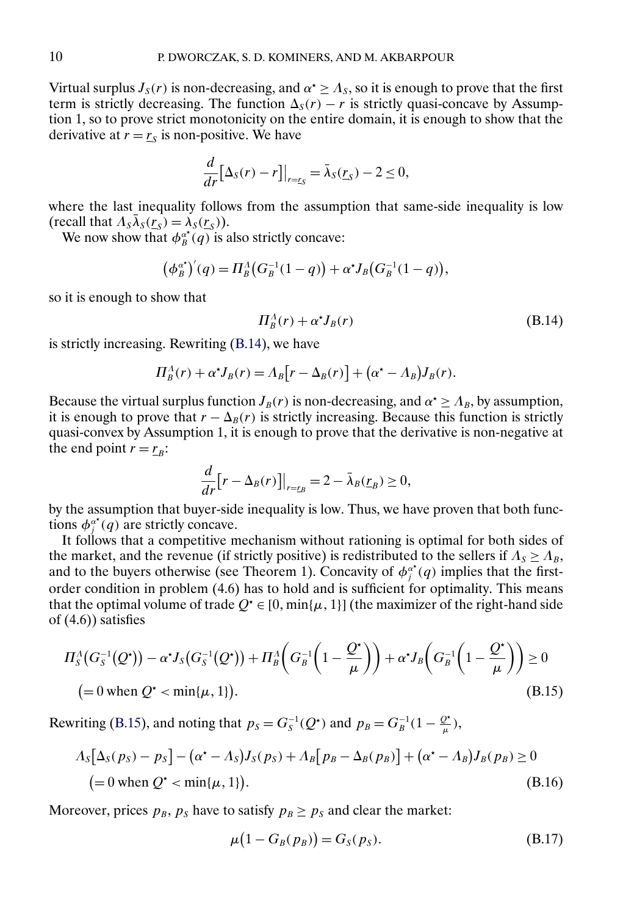Virtual surplus $J_S(r)$ is non-decreasing, and $\alpha^\star \geq \Lambda_S$, so it is enough to prove that the first term is strictly decreasing. The function $\Delta_S(r) - r$ is strictly quasi-concave by Assumption 1, so to prove strict monotonicity on the entire domain, it is enough to show that the derivative at $r = \underline{r}_S$ is non-positive. We have

$$\frac{d}{dr}\big[\Delta_S(r) - r\big]\Big|_{r=\underline{r}_S} = \bar{\lambda}_S(\underline{r}_S) - 2 \leq 0,$$

where the last inequality follows from the assumption that same-side inequality is low (recall that $\Lambda_S \bar{\lambda}_S(\underline{r}_S) = \lambda_S(\underline{r}_S)$).

We now show that $\phi_B^{\alpha^\star}(q)$ is also strictly concave:

$$\big(\phi_B^{\alpha^\star}\big)'(q) = \Pi_B^\Lambda\big(G_B^{-1}(1-q)\big) + \alpha^\star J_B\big(G_B^{-1}(1-q)\big),$$

so it is enough to show that

$$\Pi_B^\Lambda(r) + \alpha^\star J_B(r) \tag{B.14}$$

is strictly increasing. Rewriting (B.14), we have

$$\Pi_B^\Lambda(r) + \alpha^\star J_B(r) = \Lambda_B\big[r - \Delta_B(r)\big] + \big(\alpha^\star - \Lambda_B\big)J_B(r).$$

Because the virtual surplus function $J_B(r)$ is non-decreasing, and $\alpha^\star \geq \Lambda_B$, by assumption, it is enough to prove that $r - \Delta_B(r)$ is strictly increasing. Because this function is strictly quasi-convex by Assumption 1, it is enough to prove that the derivative is non-negative at the end point $r = \underline{r}_B$:

$$\frac{d}{dr}\big[r - \Delta_B(r)\big]\Big|_{r=\underline{r}_B} = 2 - \bar{\lambda}_B(\underline{r}_B) \geq 0,$$

by the assumption that buyer-side inequality is low. Thus, we have proven that both functions $\phi_j^{\alpha^\star}(q)$ are strictly concave.

It follows that a competitive mechanism without rationing is optimal for both sides of the market, and the revenue (if strictly positive) is redistributed to the sellers if $\Lambda_S \geq \Lambda_B$, and to the buyers otherwise (see Theorem 1). Concavity of $\phi_j^{\alpha^\star}(q)$ implies that the first-order condition in problem (4.6) has to hold and is sufficient for optimality. This means that the optimal volume of trade $Q^\star \in [0, \min\{\mu, 1\}]$ (the maximizer of the right-hand side of (4.6)) satisfies

$$\begin{aligned}
&\Pi_S^\Lambda\big(G_S^{-1}(Q^\star)\big) - \alpha^\star J_S\big(G_S^{-1}(Q^\star)\big) + \Pi_B^\Lambda\left(G_B^{-1}\left(1 - \frac{Q^\star}{\mu}\right)\right) + \alpha^\star J_B\left(G_B^{-1}\left(1 - \frac{Q^\star}{\mu}\right)\right) \geq 0 \\
&\big(= 0 \text{ when } Q^\star < \min\{\mu, 1\}\big).
\end{aligned} \tag{B.15}$$

Rewriting (B.15), and noting that $p_S = G_S^{-1}(Q^\star)$ and $p_B = G_B^{-1}(1 - \frac{Q^\star}{\mu})$,

$$\begin{aligned}
&\Lambda_S\big[\Delta_S(p_S) - p_S\big] - \big(\alpha^\star - \Lambda_S\big)J_S(p_S) + \Lambda_B\big[p_B - \Delta_B(p_B)\big] + \big(\alpha^\star - \Lambda_B\big)J_B(p_B) \geq 0 \\
&\big(= 0 \text{ when } Q^\star < \min\{\mu, 1\}\big).
\end{aligned} \tag{B.16}$$

Moreover, prices $p_B$, $p_S$ have to satisfy $p_B \geq p_S$ and clear the market:

$$\mu\big(1 - G_B(p_B)\big) = G_S(p_S). \tag{B.17}$$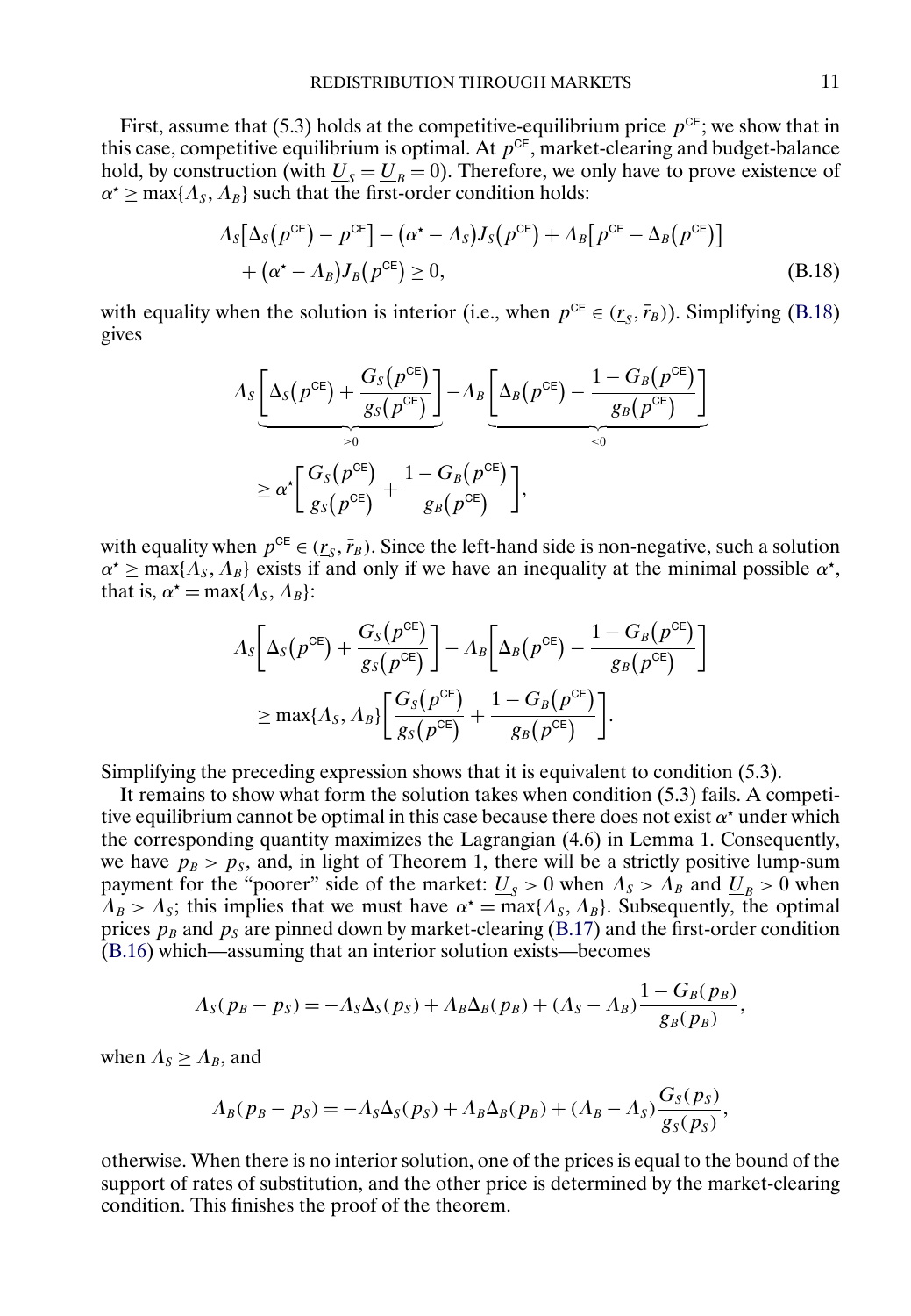First, assume that (5.3) holds at the competitive-equilibrium price $p^{\mathsf{CE}}$; we show that in this case, competitive equilibrium is optimal. At $p^{\mathsf{CE}}$, market-clearing and budget-balance hold, by construction (with $\underline{U}_S = \underline{U}_B = 0$). Therefore, we only have to prove existence of $\alpha^\star \geq \max\{\Lambda_S, \Lambda_B\}$ such that the first-order condition holds:

$$
\begin{aligned}
&\Lambda_S\left[\Delta_S\left(p^{\mathsf{CE}}\right) - p^{\mathsf{CE}}\right] - \left(\alpha^\star - \Lambda_S\right)J_S\left(p^{\mathsf{CE}}\right) + \Lambda_B\left[p^{\mathsf{CE}} - \Delta_B\left(p^{\mathsf{CE}}\right)\right] \\
&\quad + \left(\alpha^\star - \Lambda_B\right)J_B\left(p^{\mathsf{CE}}\right) \geq 0,
\end{aligned} \tag{B.18}
$$

with equality when the solution is interior (i.e., when $p^{\mathsf{CE}} \in (\underline{r}_S, \bar{r}_B)$). Simplifying (B.18) gives

$$
\begin{aligned}
&\Lambda_S \underbrace{\left[\Delta_S\left(p^{\mathsf{CE}}\right) + \frac{G_S\left(p^{\mathsf{CE}}\right)}{g_S\left(p^{\mathsf{CE}}\right)}\right]}_{\geq 0} - \Lambda_B \underbrace{\left[\Delta_B\left(p^{\mathsf{CE}}\right) - \frac{1 - G_B\left(p^{\mathsf{CE}}\right)}{g_B\left(p^{\mathsf{CE}}\right)}\right]}_{\leq 0} \\
&\quad \geq \alpha^\star\left[\frac{G_S\left(p^{\mathsf{CE}}\right)}{g_S\left(p^{\mathsf{CE}}\right)} + \frac{1 - G_B\left(p^{\mathsf{CE}}\right)}{g_B\left(p^{\mathsf{CE}}\right)}\right],
\end{aligned}
$$

with equality when $p^{\mathsf{CE}} \in (\underline{r}_S, \bar{r}_B)$. Since the left-hand side is non-negative, such a solution $\alpha^\star \geq \max\{\Lambda_S, \Lambda_B\}$ exists if and only if we have an inequality at the minimal possible $\alpha^\star$, that is, $\alpha^\star = \max\{\Lambda_S, \Lambda_B\}$:

$$
\begin{aligned}
&\Lambda_S\left[\Delta_S\left(p^{\mathsf{CE}}\right) + \frac{G_S\left(p^{\mathsf{CE}}\right)}{g_S\left(p^{\mathsf{CE}}\right)}\right] - \Lambda_B\left[\Delta_B\left(p^{\mathsf{CE}}\right) - \frac{1 - G_B\left(p^{\mathsf{CE}}\right)}{g_B\left(p^{\mathsf{CE}}\right)}\right] \\
&\quad \geq \max\{\Lambda_S, \Lambda_B\}\left[\frac{G_S\left(p^{\mathsf{CE}}\right)}{g_S\left(p^{\mathsf{CE}}\right)} + \frac{1 - G_B\left(p^{\mathsf{CE}}\right)}{g_B\left(p^{\mathsf{CE}}\right)}\right].
\end{aligned}
$$

Simplifying the preceding expression shows that it is equivalent to condition (5.3).

It remains to show what form the solution takes when condition (5.3) fails. A competitive equilibrium cannot be optimal in this case because there does not exist $\alpha^\star$ under which the corresponding quantity maximizes the Lagrangian (4.6) in Lemma 1. Consequently, we have $p_B > p_S$, and, in light of Theorem 1, there will be a strictly positive lump-sum payment for the "poorer" side of the market: $\underline{U}_S > 0$ when $\Lambda_S > \Lambda_B$ and $\underline{U}_B > 0$ when $\Lambda_B > \Lambda_S$; this implies that we must have $\alpha^\star = \max\{\Lambda_S, \Lambda_B\}$. Subsequently, the optimal prices $p_B$ and $p_S$ are pinned down by market-clearing (B.17) and the first-order condition (B.16) which—assuming that an interior solution exists—becomes

$$
\Lambda_S(p_B - p_S) = -\Lambda_S\Delta_S(p_S) + \Lambda_B\Delta_B(p_B) + (\Lambda_S - \Lambda_B)\frac{1 - G_B(p_B)}{g_B(p_B)},
$$

when $\Lambda_S \geq \Lambda_B$, and

$$
\Lambda_B(p_B - p_S) = -\Lambda_S\Delta_S(p_S) + \Lambda_B\Delta_B(p_B) + (\Lambda_B - \Lambda_S)\frac{G_S(p_S)}{g_S(p_S)},
$$

otherwise. When there is no interior solution, one of the prices is equal to the bound of the support of rates of substitution, and the other price is determined by the market-clearing condition. This finishes the proof of the theorem.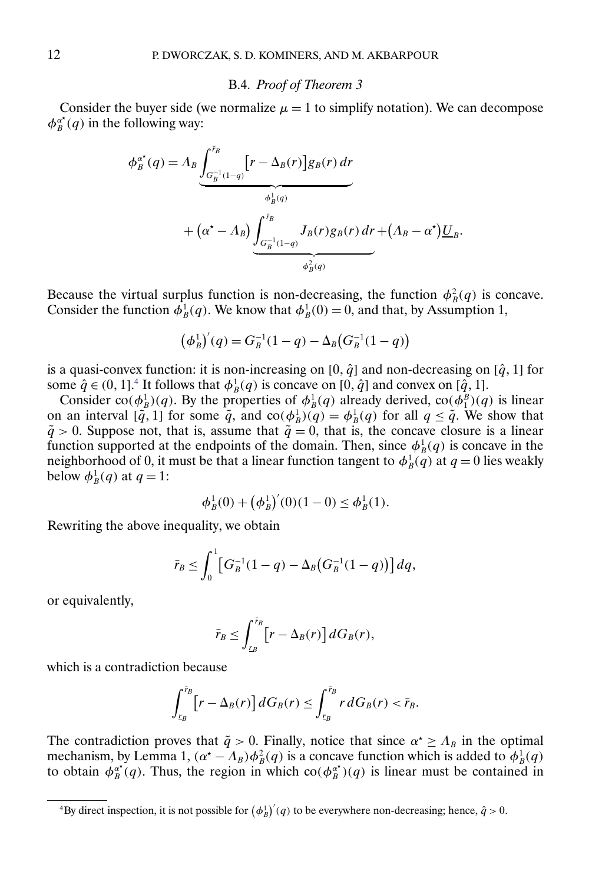### B.4. *Proof of Theorem 3*

Consider the buyer side (we normalize $\mu = 1$ to simplify notation). We can decompose $\phi_B^{\alpha^\star}(q)$ in the following way:

$$\phi_B^{\alpha^\star}(q) = \Lambda_B \underbrace{\int_{G_B^{-1}(1-q)}^{\bar{r}_B} \big[r - \Delta_B(r)\big] g_B(r)\, dr}_{\phi_B^1(q)} + \big(\alpha^\star - \Lambda_B\big) \underbrace{\int_{G_B^{-1}(1-q)}^{\bar{r}_B} J_B(r) g_B(r)\, dr}_{\phi_B^2(q)} + \big(\Lambda_B - \alpha^\star\big) \underline{U}_B.$$

Because the virtual surplus function is non-decreasing, the function $\phi_B^2(q)$ is concave. Consider the function $\phi_B^1(q)$. We know that $\phi_B^1(0) = 0$, and that, by Assumption 1,

$$\big(\phi_B^1\big)'(q) = G_B^{-1}(1-q) - \Delta_B\big(G_B^{-1}(1-q)\big)$$

is a quasi-convex function: it is non-increasing on $[0, \hat{q}]$ and non-decreasing on $[\hat{q}, 1]$ for some $\hat{q} \in (0, 1]$.[4] It follows that $\phi_B^1(q)$ is concave on $[0, \hat{q}]$ and convex on $[\hat{q}, 1]$.

Consider $\mathrm{co}(\phi_B^1)(q)$. By the properties of $\phi_B^1(q)$ already derived, $\mathrm{co}(\phi_1^B)(q)$ is linear on an interval $[\tilde{q}, 1]$ for some $\tilde{q}$, and $\mathrm{co}(\phi_B^1)(q) = \phi_B^1(q)$ for all $q \le \tilde{q}$. We show that $\tilde{q} > 0$. Suppose not, that is, assume that $\tilde{q} = 0$, that is, the concave closure is a linear function supported at the endpoints of the domain. Then, since $\phi_B^1(q)$ is concave in the neighborhood of 0, it must be that a linear function tangent to $\phi_B^1(q)$ at $q = 0$ lies weakly below $\phi_B^1(q)$ at $q = 1$:

$$\phi_B^1(0) + \big(\phi_B^1\big)'(0)(1 - 0) \le \phi_B^1(1).$$

Rewriting the above inequality, we obtain

$$\bar{r}_B \le \int_0^1 \big[G_B^{-1}(1-q) - \Delta_B\big(G_B^{-1}(1-q)\big)\big]\, dq,$$

or equivalently,

$$\bar{r}_B \le \int_{\underline{r}_B}^{\bar{r}_B} \big[r - \Delta_B(r)\big]\, dG_B(r),$$

which is a contradiction because

$$\int_{\underline{r}_B}^{\bar{r}_B} \big[r - \Delta_B(r)\big]\, dG_B(r) \le \int_{\underline{r}_B}^{\bar{r}_B} r\, dG_B(r) < \bar{r}_B.$$

The contradiction proves that $\tilde{q} > 0$. Finally, notice that since $\alpha^\star \ge \Lambda_B$ in the optimal mechanism, by Lemma 1, $(\alpha^\star - \Lambda_B)\phi_B^2(q)$ is a concave function which is added to $\phi_B^1(q)$ to obtain $\phi_B^{\alpha^\star}(q)$. Thus, the region in which $\mathrm{co}(\phi_B^{\alpha^\star})(q)$ is linear must be contained in

[4] By direct inspection, it is not possible for $\big(\phi_B^1\big)'(q)$ to be everywhere non-decreasing; hence, $\hat{q} > 0$.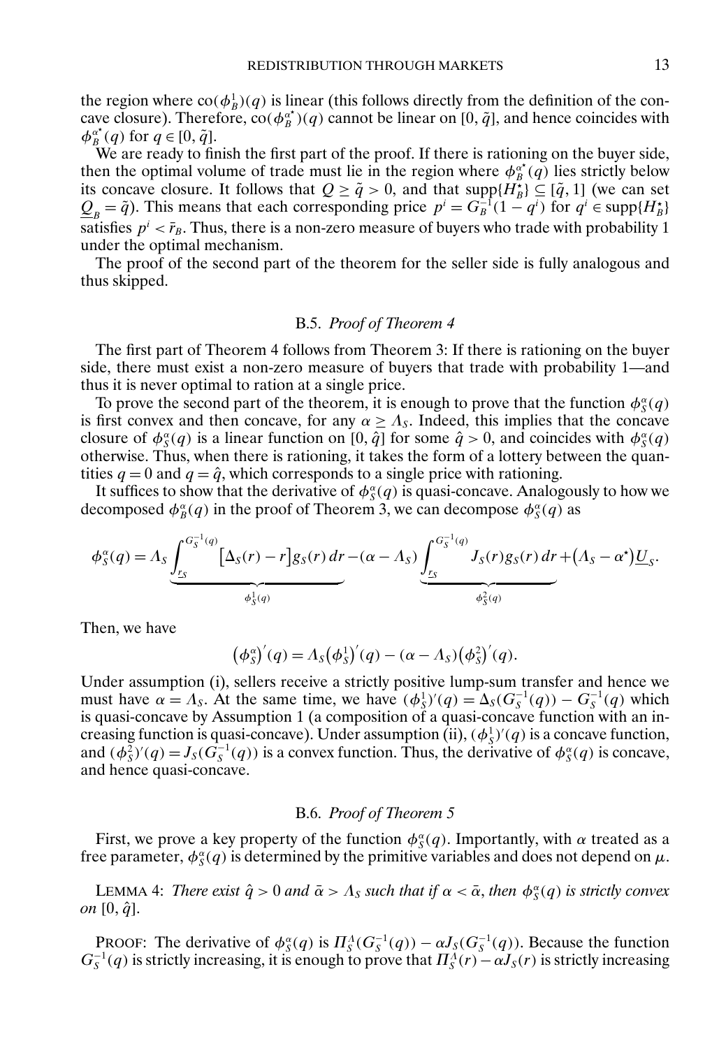the region where $\text{co}(\phi_B^1)(q)$ is linear (this follows directly from the definition of the concave closure). Therefore, $\text{co}(\phi_B^{\alpha^\star})(q)$ cannot be linear on $[0, \tilde{q}]$, and hence coincides with $\phi_B^{\alpha^\star}(q)$ for $q \in [0, \tilde{q}]$.

We are ready to finish the first part of the proof. If there is rationing on the buyer side, then the optimal volume of trade must lie in the region where $\phi_B^{\alpha^\star}(q)$ lies strictly below its concave closure. It follows that $Q \geq \tilde{q} > 0$, and that $\text{supp}\{H_B^\star\} \subseteq [\tilde{q}, 1]$ (we can set $\underline{Q}_B = \tilde{q}$). This means that each corresponding price $p^i = G_B^{-1}(1 - q^i)$ for $q^i \in \text{supp}\{H_B^\star\}$ satisfies $p^i < \bar{r}_B$. Thus, there is a non-zero measure of buyers who trade with probability 1 under the optimal mechanism.

The proof of the second part of the theorem for the seller side is fully analogous and thus skipped.

### B.5. *Proof of Theorem 4*

The first part of Theorem 4 follows from Theorem 3: If there is rationing on the buyer side, there must exist a non-zero measure of buyers that trade with probability 1—and thus it is never optimal to ration at a single price.

To prove the second part of the theorem, it is enough to prove that the function $\phi_S^\alpha(q)$ is first convex and then concave, for any $\alpha \geq \Lambda_S$. Indeed, this implies that the concave closure of $\phi_S^\alpha(q)$ is a linear function on $[0, \hat{q}]$ for some $\hat{q} > 0$, and coincides with $\phi_S^\alpha(q)$ otherwise. Thus, when there is rationing, it takes the form of a lottery between the quantities $q = 0$ and $q = \hat{q}$, which corresponds to a single price with rationing.

It suffices to show that the derivative of $\phi_S^\alpha(q)$ is quasi-concave. Analogously to how we decomposed $\phi_B^\alpha(q)$ in the proof of Theorem 3, we can decompose $\phi_S^\alpha(q)$ as

$$\phi_S^\alpha(q) = \Lambda_S \underbrace{\int_{\underline{r}_S}^{G_S^{-1}(q)} \big[\Delta_S(r) - r\big] g_S(r)\, dr}_{\phi_S^1(q)} - (\alpha - \Lambda_S) \underbrace{\int_{\underline{r}_S}^{G_S^{-1}(q)} J_S(r) g_S(r)\, dr}_{\phi_S^2(q)} + \big(\Lambda_S - \alpha^\star\big)\underline{U}_S.$$

Then, we have

$$\big(\phi_S^\alpha\big)'(q) = \Lambda_S\big(\phi_S^1\big)'(q) - (\alpha - \Lambda_S)\big(\phi_S^2\big)'(q).$$

Under assumption (i), sellers receive a strictly positive lump-sum transfer and hence we must have $\alpha = \Lambda_S$. At the same time, we have $(\phi_S^1)'(q) = \Delta_S(G_S^{-1}(q)) - G_S^{-1}(q)$ which is quasi-concave by Assumption 1 (a composition of a quasi-concave function with an increasing function is quasi-concave). Under assumption (ii), $(\phi_S^1)'(q)$ is a concave function, and $(\phi_S^2)'(q) = J_S(G_S^{-1}(q))$ is a convex function. Thus, the derivative of $\phi_S^\alpha(q)$ is concave, and hence quasi-concave.

### B.6. *Proof of Theorem 5*

First, we prove a key property of the function $\phi_S^\alpha(q)$. Importantly, with $\alpha$ treated as a free parameter, $\phi_S^\alpha(q)$ is determined by the primitive variables and does not depend on $\mu$.

LEMMA 4: *There exist $\hat{q} > 0$ and $\bar{\alpha} > \Lambda_S$ such that if $\alpha < \bar{\alpha}$, then $\phi_S^\alpha(q)$ is strictly convex on $[0, \hat{q}]$.*

PROOF: The derivative of $\phi_S^\alpha(q)$ is $\Pi_S^\Lambda(G_S^{-1}(q)) - \alpha J_S(G_S^{-1}(q))$. Because the function $G_S^{-1}(q)$ is strictly increasing, it is enough to prove that $\Pi_S^\Lambda(r) - \alpha J_S(r)$ is strictly increasing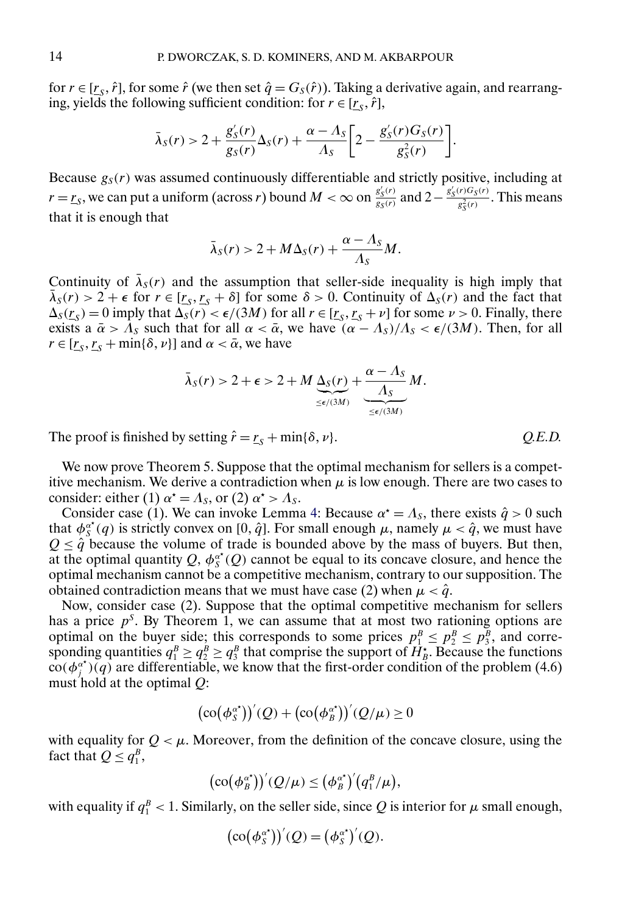for $r \in [\underline{r}_S, \hat{r}]$, for some $\hat{r}$ (we then set $\hat{q} = G_S(\hat{r})$). Taking a derivative again, and rearranging, yields the following sufficient condition: for $r \in [\underline{r}_S, \hat{r}]$,

$$\bar{\lambda}_S(r) > 2 + \frac{g_S'(r)}{g_S(r)}\Delta_S(r) + \frac{\alpha - \Lambda_S}{\Lambda_S}\left[2 - \frac{g_S'(r)G_S(r)}{g_S^2(r)}\right].$$

Because $g_S(r)$ was assumed continuously differentiable and strictly positive, including at $r = \underline{r}_S$, we can put a uniform (across $r$) bound $M < \infty$ on $\frac{g_S'(r)}{g_S(r)}$ and $2 - \frac{g_S'(r)G_S(r)}{g_S^2(r)}$. This means that it is enough that

$$\bar{\lambda}_S(r) > 2 + M\Delta_S(r) + \frac{\alpha - \Lambda_S}{\Lambda_S}M.$$

Continuity of $\bar{\lambda}_S(r)$ and the assumption that seller-side inequality is high imply that $\bar{\lambda}_S(r) > 2 + \epsilon$ for $r \in [\underline{r}_S, \underline{r}_S + \delta]$ for some $\delta > 0$. Continuity of $\Delta_S(r)$ and the fact that $\Delta_S(\underline{r}_S) = 0$ imply that $\Delta_S(r) < \epsilon/(3M)$ for all $r \in [\underline{r}_S, \underline{r}_S + \nu]$ for some $\nu > 0$. Finally, there exists a $\bar{\alpha} > \Lambda_S$ such that for all $\alpha < \bar{\alpha}$, we have $(\alpha - \Lambda_S)/\Lambda_S < \epsilon/(3M)$. Then, for all $r \in [\underline{r}_S, \underline{r}_S + \min\{\delta, \nu\}]$ and $\alpha < \bar{\alpha}$, we have

$$\bar{\lambda}_S(r) > 2 + \epsilon > 2 + M \underbrace{\Delta_S(r)}_{\leq \epsilon/(3M)} + \underbrace{\frac{\alpha - \Lambda_S}{\Lambda_S}}_{\leq \epsilon/(3M)} M.$$

The proof is finished by setting $\hat{r} = \underline{r}_S + \min\{\delta, \nu\}$. *Q.E.D.*

We now prove Theorem 5. Suppose that the optimal mechanism for sellers is a competitive mechanism. We derive a contradiction when $\mu$ is low enough. There are two cases to consider: either (1) $\alpha^\star = \Lambda_S$, or (2) $\alpha^\star > \Lambda_S$.

Consider case (1). We can invoke Lemma 4: Because $\alpha^\star = \Lambda_S$, there exists $\hat{q} > 0$ such that $\phi_S^{\alpha^\star}(q)$ is strictly convex on $[0, \hat{q}]$. For small enough $\mu$, namely $\mu < \hat{q}$, we must have $Q \leq \hat{q}$ because the volume of trade is bounded above by the mass of buyers. But then, at the optimal quantity $Q$, $\phi_S^{\alpha^\star}(Q)$ cannot be equal to its concave closure, and hence the optimal mechanism cannot be a competitive mechanism, contrary to our supposition. The obtained contradiction means that we must have case (2) when $\mu < \hat{q}$.

Now, consider case (2). Suppose that the optimal competitive mechanism for sellers has a price $p^S$. By Theorem 1, we can assume that at most two rationing options are optimal on the buyer side; this corresponds to some prices $p_1^B \leq p_2^B \leq p_3^B$, and corresponding quantities $q_1^B \geq q_2^B \geq q_3^B$ that comprise the support of $H_B^\star$. Because the functions $\mathrm{co}(\phi_j^{\alpha^\star})(q)$ are differentiable, we know that the first-order condition of the problem (4.6) must hold at the optimal $Q$:

$$\left(\mathrm{co}\left(\phi_S^{\alpha^\star}\right)\right)'(Q) + \left(\mathrm{co}\left(\phi_B^{\alpha^\star}\right)\right)'(Q/\mu) \geq 0$$

with equality for $Q < \mu$. Moreover, from the definition of the concave closure, using the fact that $Q \leq q_1^B$,

$$\left(\mathrm{co}\left(\phi_B^{\alpha^\star}\right)\right)'(Q/\mu) \leq \left(\phi_B^{\alpha^\star}\right)'\left(q_1^B/\mu\right),$$

with equality if $q_1^B < 1$. Similarly, on the seller side, since $Q$ is interior for $\mu$ small enough,

$$\left(\mathrm{co}\left(\phi_S^{\alpha^\star}\right)\right)'(Q) = \left(\phi_S^{\alpha^\star}\right)'(Q).$$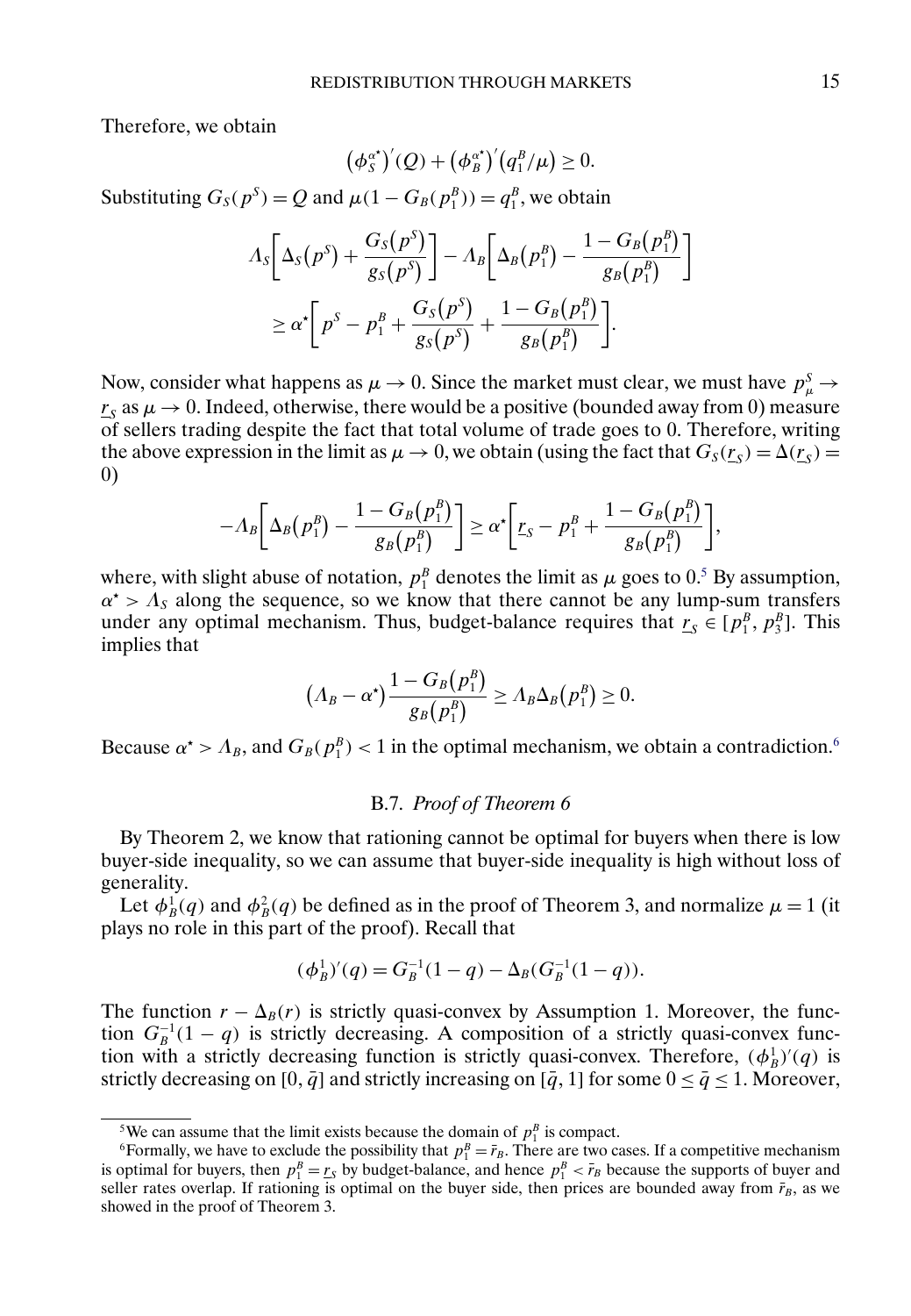Therefore, we obtain

$$\left(\phi_S^{\alpha^\star}\right)'(Q) + \left(\phi_B^{\alpha^\star}\right)'\left(q_1^B/\mu\right) \geq 0.$$

Substituting $G_S(p^S) = Q$ and $\mu(1 - G_B(p_1^B)) = q_1^B$, we obtain

$$\Lambda_S\left[\Delta_S\left(p^S\right) + \frac{G_S\left(p^S\right)}{g_S\left(p^S\right)}\right] - \Lambda_B\left[\Delta_B\left(p_1^B\right) - \frac{1 - G_B\left(p_1^B\right)}{g_B\left(p_1^B\right)}\right]$$
$$\geq \alpha^\star\left[p^S - p_1^B + \frac{G_S\left(p^S\right)}{g_S\left(p^S\right)} + \frac{1 - G_B\left(p_1^B\right)}{g_B\left(p_1^B\right)}\right].$$

Now, consider what happens as $\mu \to 0$. Since the market must clear, we must have $p_\mu^S \to \underline{r}_S$ as $\mu \to 0$. Indeed, otherwise, there would be a positive (bounded away from 0) measure of sellers trading despite the fact that total volume of trade goes to 0. Therefore, writing the above expression in the limit as $\mu \to 0$, we obtain (using the fact that $G_S(\underline{r}_S) = \Delta(\underline{r}_S) = 0$)

$$-\Lambda_B\left[\Delta_B\left(p_1^B\right) - \frac{1 - G_B\left(p_1^B\right)}{g_B\left(p_1^B\right)}\right] \geq \alpha^\star\left[\underline{r}_S - p_1^B + \frac{1 - G_B\left(p_1^B\right)}{g_B\left(p_1^B\right)}\right],$$

where, with slight abuse of notation, $p_1^B$ denotes the limit as $\mu$ goes to 0.[5] By assumption, $\alpha^\star > \Lambda_S$ along the sequence, so we know that there cannot be any lump-sum transfers under any optimal mechanism. Thus, budget-balance requires that $\underline{r}_S \in [p_1^B, p_3^B]$. This implies that

$$\left(\Lambda_B - \alpha^\star\right)\frac{1 - G_B\left(p_1^B\right)}{g_B\left(p_1^B\right)} \geq \Lambda_B \Delta_B\left(p_1^B\right) \geq 0.$$

Because $\alpha^\star > \Lambda_B$, and $G_B(p_1^B) < 1$ in the optimal mechanism, we obtain a contradiction.[6]

### B.7. *Proof of Theorem 6*

By Theorem 2, we know that rationing cannot be optimal for buyers when there is low buyer-side inequality, so we can assume that buyer-side inequality is high without loss of generality.

Let $\phi_B^1(q)$ and $\phi_B^2(q)$ be defined as in the proof of Theorem 3, and normalize $\mu = 1$ (it plays no role in this part of the proof). Recall that

$$(\phi_B^1)'(q) = G_B^{-1}(1 - q) - \Delta_B(G_B^{-1}(1 - q)).$$

The function $r - \Delta_B(r)$ is strictly quasi-convex by Assumption 1. Moreover, the function $G_B^{-1}(1 - q)$ is strictly decreasing. A composition of a strictly quasi-convex function with a strictly decreasing function is strictly quasi-convex. Therefore, $(\phi_B^1)'(q)$ is strictly decreasing on $[0, \bar{q}]$ and strictly increasing on $[\bar{q}, 1]$ for some $0 \leq \bar{q} \leq 1$. Moreover,

[5] We can assume that the limit exists because the domain of $p_1^B$ is compact.

[6] Formally, we have to exclude the possibility that $p_1^B = \bar{r}_B$. There are two cases. If a competitive mechanism is optimal for buyers, then $p_1^B = \underline{r}_S$ by budget-balance, and hence $p_1^B < \bar{r}_B$ because the supports of buyer and seller rates overlap. If rationing is optimal on the buyer side, then prices are bounded away from $\bar{r}_B$, as we showed in the proof of Theorem 3.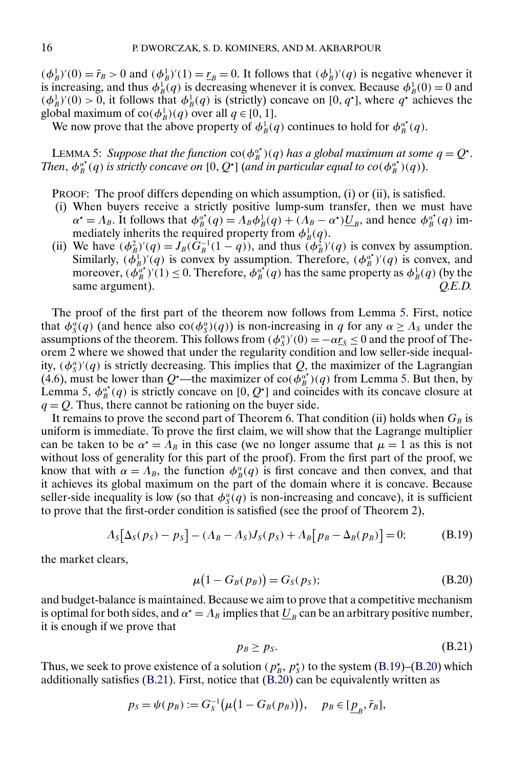$(\phi_B^1)'(0) = \bar{r}_B > 0$ and $(\phi_B^1)'(1) = \underline{r}_B = 0$. It follows that $(\phi_B^1)'(q)$ is negative whenever it is increasing, and thus $\phi_B^1(q)$ is decreasing whenever it is convex. Because $\phi_B^1(0) = 0$ and $(\phi_B^1)'(0) > 0$, it follows that $\phi_B^1(q)$ is (strictly) concave on $[0, q^\star]$, where $q^\star$ achieves the global maximum of $\text{co}(\phi_B^1)(q)$ over all $q \in [0, 1]$.

We now prove that the above property of $\phi_B^1(q)$ continues to hold for $\phi_B^{\alpha^\star}(q)$.

LEMMA 5: *Suppose that the function* $\text{co}(\phi_B^{\alpha^\star})(q)$ *has a global maximum at some* $q = Q^\star$. *Then*, $\phi_B^{\alpha^\star}(q)$ *is strictly concave on* $[0, Q^\star]$ (*and in particular equal to* $\text{co}(\phi_B^{\alpha^\star})(q)$).

PROOF: The proof differs depending on which assumption, (i) or (ii), is satisfied.

- (i) When buyers receive a strictly positive lump-sum transfer, then we must have $\alpha^\star = \Lambda_B$. It follows that $\phi_B^{\alpha^\star}(q) = \Lambda_B \phi_B^1(q) + (\Lambda_B - \alpha^\star)\underline{U}_B$, and hence $\phi_B^{\alpha^\star}(q)$ immediately inherits the required property from $\phi_B^1(q)$.
- (ii) We have $(\phi_B^2)'(q) = J_B(G_B^{-1}(1-q))$, and thus $(\phi_B^2)'(q)$ is convex by assumption. Similarly, $(\phi_B^1)'(q)$ is convex by assumption. Therefore, $(\phi_B^{\alpha^\star})'(q)$ is convex, and moreover, $(\phi_B^{\alpha^\star})'(1) \leq 0$. Therefore, $\phi_B^{\alpha^\star}(q)$ has the same property as $\phi_B^1(q)$ (by the same argument). *Q.E.D.*

The proof of the first part of the theorem now follows from Lemma 5. First, notice that $\phi_S^\alpha(q)$ (and hence also $\text{co}(\phi_S^\alpha)(q)$) is non-increasing in $q$ for any $\alpha \geq \Lambda_S$ under the assumptions of the theorem. This follows from $(\phi_S^\alpha)'(0) = -\alpha \underline{r}_S \leq 0$ and the proof of Theorem 2 where we showed that under the regularity condition and low seller-side inequality, $(\phi_S^\alpha)'(q)$ is strictly decreasing. This implies that $Q$, the maximizer of the Lagrangian (4.6), must be lower than $Q^\star$—the maximizer of $\text{co}(\phi_B^{\alpha^\star})(q)$ from Lemma 5. But then, by Lemma 5, $\phi_B^{\alpha^\star}(q)$ is strictly concave on $[0, Q^\star]$ and coincides with its concave closure at $q = Q$. Thus, there cannot be rationing on the buyer side.

It remains to prove the second part of Theorem 6. That condition (ii) holds when $G_B$ is uniform is immediate. To prove the first claim, we will show that the Lagrange multiplier can be taken to be $\alpha^\star = \Lambda_B$ in this case (we no longer assume that $\mu = 1$ as this is not without loss of generality for this part of the proof). From the first part of the proof, we know that with $\alpha = \Lambda_B$, the function $\phi_B^\alpha(q)$ is first concave and then convex, and that it achieves its global maximum on the part of the domain where it is concave. Because seller-side inequality is low (so that $\phi_S^\alpha(q)$ is non-increasing and concave), it is sufficient to prove that the first-order condition is satisfied (see the proof of Theorem 2),

$$\Lambda_S\big[\Delta_S(p_S) - p_S\big] - (\Lambda_B - \Lambda_S)J_S(p_S) + \Lambda_B\big[p_B - \Delta_B(p_B)\big] = 0; \tag{B.19}$$

the market clears,

$$\mu\big(1 - G_B(p_B)\big) = G_S(p_S); \tag{B.20}$$

and budget-balance is maintained. Because we aim to prove that a competitive mechanism is optimal for both sides, and $\alpha^\star = \Lambda_B$ implies that $\underline{U}_B$ can be an arbitrary positive number, it is enough if we prove that

$$p_B \geq p_S. \tag{B.21}$$

Thus, we seek to prove existence of a solution $(p_B^\star, p_S^\star)$ to the system (B.19)–(B.20) which additionally satisfies (B.21). First, notice that (B.20) can be equivalently written as

$$p_S = \psi(p_B) := G_S^{-1}\big(\mu\big(1 - G_B(p_B)\big)\big), \quad p_B \in [\underline{p}_B, \bar{r}_B],$$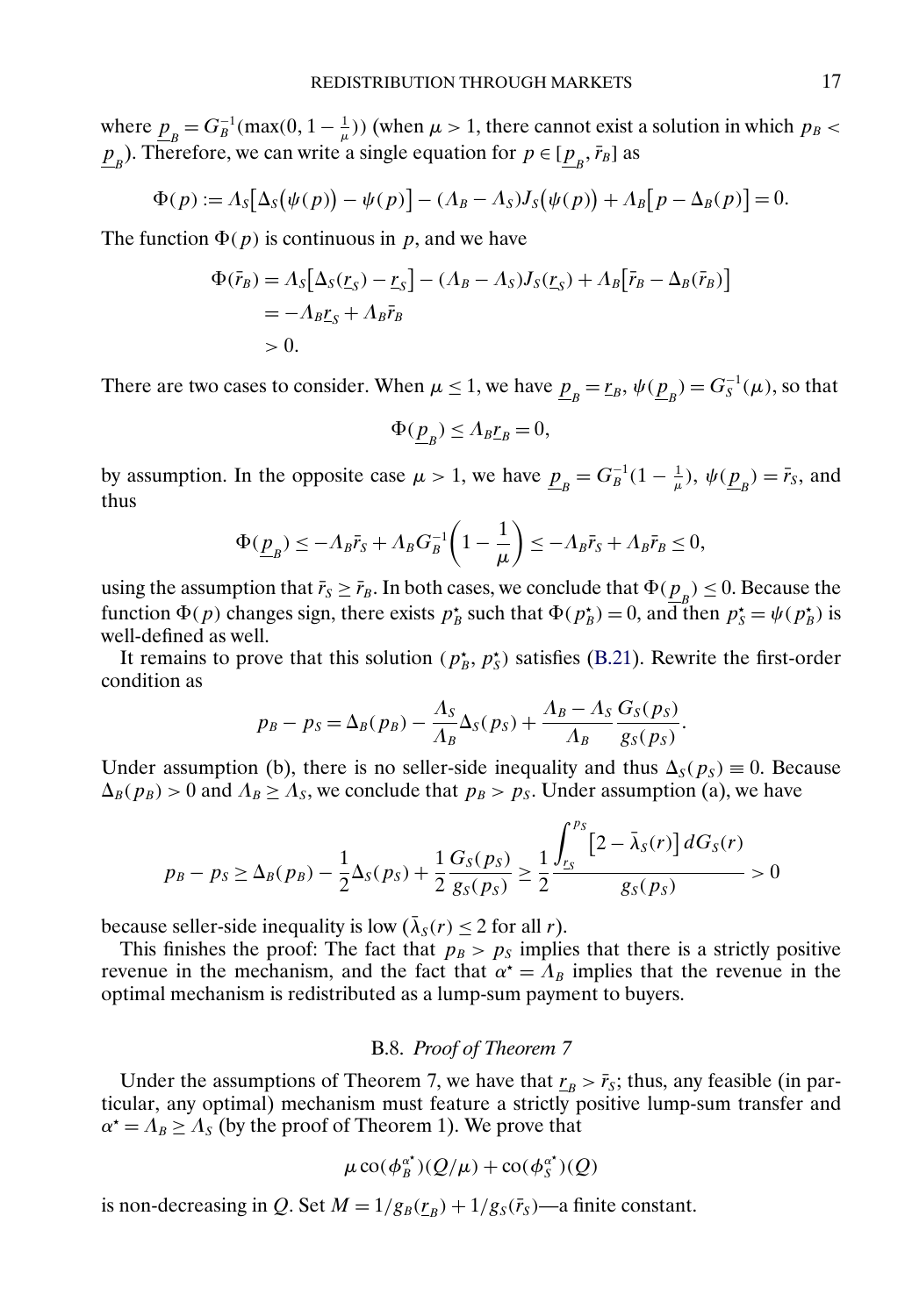where $\underline{p}_B = G_B^{-1}(\max(0, 1 - \frac{1}{\mu}))$ (when $\mu > 1$, there cannot exist a solution in which $p_B < \underline{p}_B$). Therefore, we can write a single equation for $p \in [\underline{p}_B, \bar{r}_B]$ as

$$\Phi(p) := \Lambda_S\big[\Delta_S\big(\psi(p)\big) - \psi(p)\big] - (\Lambda_B - \Lambda_S)J_S\big(\psi(p)\big) + \Lambda_B\big[p - \Delta_B(p)\big] = 0.$$

The function $\Phi(p)$ is continuous in $p$, and we have

$$\begin{aligned}\Phi(\bar{r}_B) &= \Lambda_S\big[\Delta_S(\underline{r}_S) - \underline{r}_S\big] - (\Lambda_B - \Lambda_S)J_S(\underline{r}_S) + \Lambda_B\big[\bar{r}_B - \Delta_B(\bar{r}_B)\big] \\ &= -\Lambda_B\underline{r}_S + \Lambda_B\bar{r}_B \\ &> 0.\end{aligned}$$

There are two cases to consider. When $\mu \leq 1$, we have $\underline{p}_B = \underline{r}_B$, $\psi(\underline{p}_B) = G_S^{-1}(\mu)$, so that

$$\Phi(\underline{p}_B) \leq \Lambda_B\underline{r}_B = 0,$$

by assumption. In the opposite case $\mu > 1$, we have $\underline{p}_B = G_B^{-1}(1 - \frac{1}{\mu})$, $\psi(\underline{p}_B) = \bar{r}_S$, and thus

$$\Phi(\underline{p}_B) \leq -\Lambda_B\bar{r}_S + \Lambda_B G_B^{-1}\left(1 - \frac{1}{\mu}\right) \leq -\Lambda_B\bar{r}_S + \Lambda_B\bar{r}_B \leq 0,$$

using the assumption that $\bar{r}_S \geq \bar{r}_B$. In both cases, we conclude that $\Phi(\underline{p}_B) \leq 0$. Because the function $\Phi(p)$ changes sign, there exists $p_B^\star$ such that $\Phi(p_B^\star) = 0$, and then $p_S^\star = \psi(p_B^\star)$ is well-defined as well.

It remains to prove that this solution $(p_B^\star, p_S^\star)$ satisfies (B.21). Rewrite the first-order condition as

$$p_B - p_S = \Delta_B(p_B) - \frac{\Lambda_S}{\Lambda_B}\Delta_S(p_S) + \frac{\Lambda_B - \Lambda_S}{\Lambda_B}\frac{G_S(p_S)}{g_S(p_S)}.$$

Under assumption (b), there is no seller-side inequality and thus $\Delta_S(p_S) \equiv 0$. Because $\Delta_B(p_B) > 0$ and $\Lambda_B \geq \Lambda_S$, we conclude that $p_B > p_S$. Under assumption (a), we have

$$p_B - p_S \geq \Delta_B(p_B) - \frac{1}{2}\Delta_S(p_S) + \frac{1}{2}\frac{G_S(p_S)}{g_S(p_S)} \geq \frac{1}{2}\frac{\displaystyle\int_{\underline{r}_S}^{p_S}\big[2 - \bar{\lambda}_S(r)\big]\,dG_S(r)}{g_S(p_S)} > 0$$

because seller-side inequality is low ($\bar{\lambda}_S(r) \leq 2$ for all $r$).

This finishes the proof: The fact that $p_B > p_S$ implies that there is a strictly positive revenue in the mechanism, and the fact that $\alpha^\star = \Lambda_B$ implies that the revenue in the optimal mechanism is redistributed as a lump-sum payment to buyers.

### B.8. *Proof of Theorem 7*

Under the assumptions of Theorem 7, we have that $\underline{r}_B > \bar{r}_S$; thus, any feasible (in particular, any optimal) mechanism must feature a strictly positive lump-sum transfer and $\alpha^\star = \Lambda_B \geq \Lambda_S$ (by the proof of Theorem 1). We prove that

$$\mu\,\mathrm{co}(\phi_B^{\alpha^\star})(Q/\mu) + \mathrm{co}(\phi_S^{\alpha^\star})(Q)$$

is non-decreasing in $Q$. Set $M = 1/g_B(\underline{r}_B) + 1/g_S(\bar{r}_S)$—a finite constant.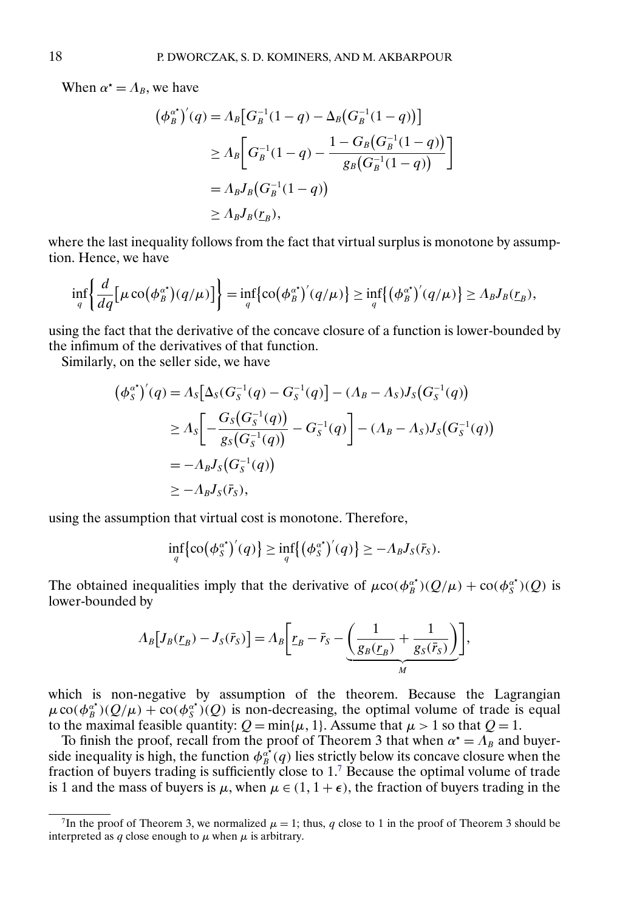When $\alpha^\star = \Lambda_B$, we have

$$
\begin{aligned}
\left(\phi_B^{\alpha^\star}\right)'(q) &= \Lambda_B\left[G_B^{-1}(1-q) - \Delta_B\left(G_B^{-1}(1-q)\right)\right] \\
&\geq \Lambda_B\left[G_B^{-1}(1-q) - \frac{1 - G_B\left(G_B^{-1}(1-q)\right)}{g_B\left(G_B^{-1}(1-q)\right)}\right] \\
&= \Lambda_B J_B\left(G_B^{-1}(1-q)\right) \\
&\geq \Lambda_B J_B(\underline{r}_B),
\end{aligned}
$$

where the last inequality follows from the fact that virtual surplus is monotone by assumption. Hence, we have

$$
\inf_q\left\{\frac{d}{dq}\left[\mu \operatorname{co}\left(\phi_B^{\alpha^\star}\right)(q/\mu)\right]\right\} = \inf_q\left\{\operatorname{co}\left(\phi_B^{\alpha^\star}\right)'(q/\mu)\right\} \geq \inf_q\left\{\left(\phi_B^{\alpha^\star}\right)'(q/\mu)\right\} \geq \Lambda_B J_B(\underline{r}_B),
$$

using the fact that the derivative of the concave closure of a function is lower-bounded by the infimum of the derivatives of that function.

Similarly, on the seller side, we have

$$
\begin{aligned}
\left(\phi_S^{\alpha^\star}\right)'(q) &= \Lambda_S\left[\Delta_S(G_S^{-1}(q) - G_S^{-1}(q)\right] - (\Lambda_B - \Lambda_S)J_S\left(G_S^{-1}(q)\right) \\
&\geq \Lambda_S\left[-\frac{G_S\left(G_S^{-1}(q)\right)}{g_S\left(G_S^{-1}(q)\right)} - G_S^{-1}(q)\right] - (\Lambda_B - \Lambda_S)J_S\left(G_S^{-1}(q)\right) \\
&= -\Lambda_B J_S\left(G_S^{-1}(q)\right) \\
&\geq -\Lambda_B J_S(\bar{r}_S),
\end{aligned}
$$

using the assumption that virtual cost is monotone. Therefore,

$$
\inf_q\left\{\operatorname{co}\left(\phi_S^{\alpha^\star}\right)'(q)\right\} \geq \inf_q\left\{\left(\phi_S^{\alpha^\star}\right)'(q)\right\} \geq -\Lambda_B J_S(\bar{r}_S).
$$

The obtained inequalities imply that the derivative of $\mu \operatorname{co}(\phi_B^{\alpha^\star})(Q/\mu) + \operatorname{co}(\phi_S^{\alpha^\star})(Q)$ is lower-bounded by

$$
\Lambda_B\left[J_B(\underline{r}_B) - J_S(\bar{r}_S)\right] = \Lambda_B\left[\underline{r}_B - \bar{r}_S - \underbrace{\left(\frac{1}{g_B(\underline{r}_B)} + \frac{1}{g_S(\bar{r}_S)}\right)}_{M}\right],
$$

which is non-negative by assumption of the theorem. Because the Lagrangian $\mu \operatorname{co}(\phi_B^{\alpha^\star})(Q/\mu) + \operatorname{co}(\phi_S^{\alpha^\star})(Q)$ is non-decreasing, the optimal volume of trade is equal to the maximal feasible quantity: $Q = \min\{\mu, 1\}$. Assume that $\mu > 1$ so that $Q = 1$.

To finish the proof, recall from the proof of Theorem 3 that when $\alpha^\star = \Lambda_B$ and buyer-side inequality is high, the function $\phi_B^{\alpha^\star}(q)$ lies strictly below its concave closure when the fraction of buyers trading is sufficiently close to 1.[7] Because the optimal volume of trade is 1 and the mass of buyers is $\mu$, when $\mu \in (1, 1+\epsilon)$, the fraction of buyers trading in the

[7] In the proof of Theorem 3, we normalized $\mu = 1$; thus, $q$ close to 1 in the proof of Theorem 3 should be interpreted as $q$ close enough to $\mu$ when $\mu$ is arbitrary.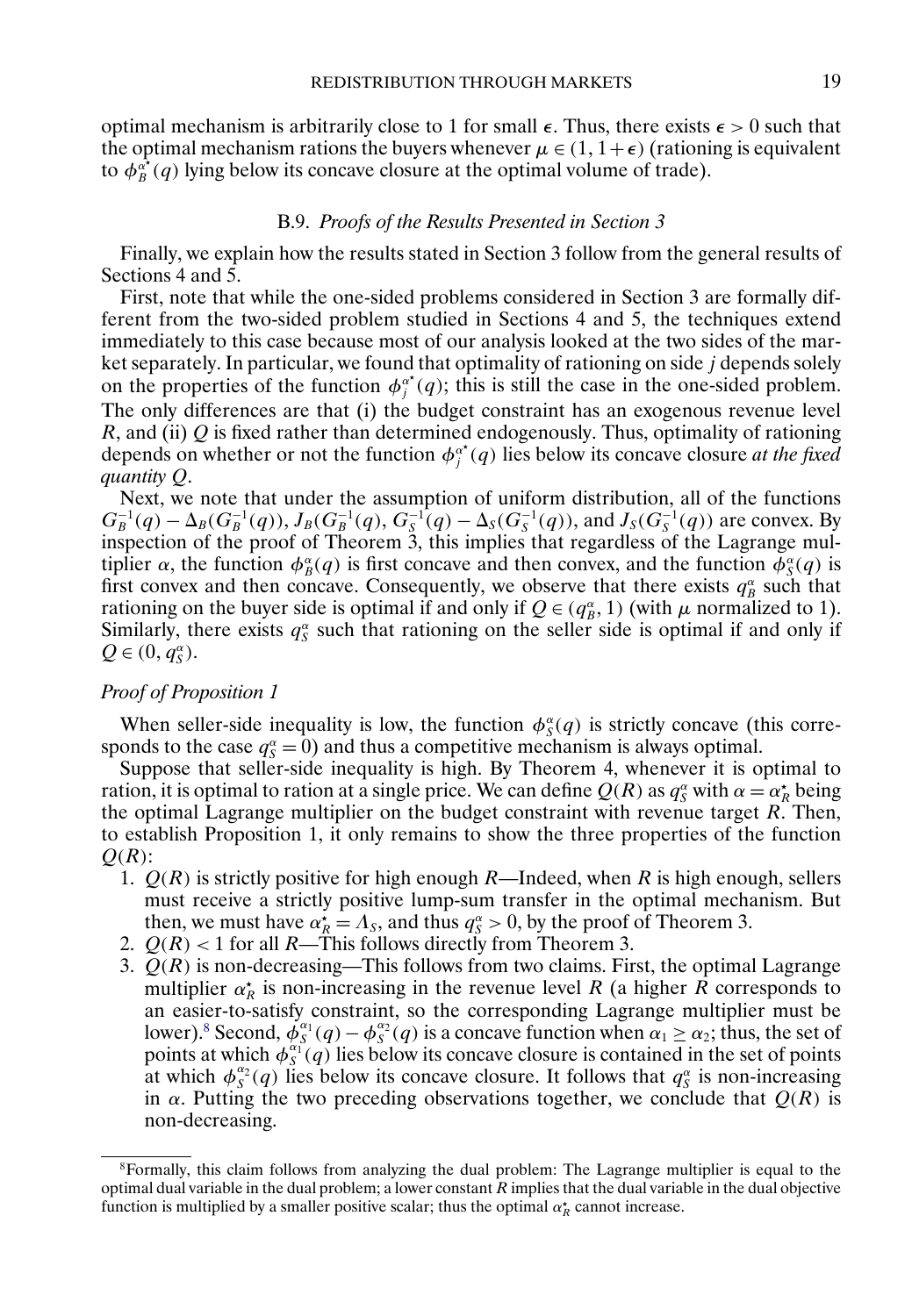optimal mechanism is arbitrarily close to 1 for small $\epsilon$. Thus, there exists $\epsilon > 0$ such that the optimal mechanism rations the buyers whenever $\mu \in (1, 1+\epsilon)$ (rationing is equivalent to $\phi_B^{\alpha^\star}(q)$ lying below its concave closure at the optimal volume of trade).

### B.9. *Proofs of the Results Presented in Section 3*

Finally, we explain how the results stated in Section 3 follow from the general results of Sections 4 and 5.

First, note that while the one-sided problems considered in Section 3 are formally different from the two-sided problem studied in Sections 4 and 5, the techniques extend immediately to this case because most of our analysis looked at the two sides of the market separately. In particular, we found that optimality of rationing on side $j$ depends solely on the properties of the function $\phi_j^{\alpha^\star}(q)$; this is still the case in the one-sided problem. The only differences are that (i) the budget constraint has an exogenous revenue level $R$, and (ii) $Q$ is fixed rather than determined endogenously. Thus, optimality of rationing depends on whether or not the function $\phi_j^{\alpha^\star}(q)$ lies below its concave closure *at the fixed quantity* $Q$.

Next, we note that under the assumption of uniform distribution, all of the functions $G_B^{-1}(q) - \Delta_B(G_B^{-1}(q))$, $J_B(G_B^{-1}(q)$, $G_S^{-1}(q) - \Delta_S(G_S^{-1}(q))$, and $J_S(G_S^{-1}(q))$ are convex. By inspection of the proof of Theorem 3, this implies that regardless of the Lagrange multiplier $\alpha$, the function $\phi_B^{\alpha}(q)$ is first concave and then convex, and the function $\phi_S^{\alpha}(q)$ is first convex and then concave. Consequently, we observe that there exists $q_B^{\alpha}$ such that rationing on the buyer side is optimal if and only if $Q \in (q_B^{\alpha}, 1)$ (with $\mu$ normalized to 1). Similarly, there exists $q_S^{\alpha}$ such that rationing on the seller side is optimal if and only if $Q \in (0, q_S^{\alpha})$.

#### *Proof of Proposition 1*

When seller-side inequality is low, the function $\phi_S^{\alpha}(q)$ is strictly concave (this corresponds to the case $q_S^{\alpha} = 0$) and thus a competitive mechanism is always optimal.

Suppose that seller-side inequality is high. By Theorem 4, whenever it is optimal to ration, it is optimal to ration at a single price. We can define $Q(R)$ as $q_S^{\alpha}$ with $\alpha = \alpha_R^\star$ being the optimal Lagrange multiplier on the budget constraint with revenue target $R$. Then, to establish Proposition 1, it only remains to show the three properties of the function $Q(R)$:

1. $Q(R)$ is strictly positive for high enough $R$—Indeed, when $R$ is high enough, sellers must receive a strictly positive lump-sum transfer in the optimal mechanism. But then, we must have $\alpha_R^\star = \Lambda_S$, and thus $q_S^{\alpha} > 0$, by the proof of Theorem 3.
2. $Q(R) < 1$ for all $R$—This follows directly from Theorem 3.
3. $Q(R)$ is non-decreasing—This follows from two claims. First, the optimal Lagrange multiplier $\alpha_R^\star$ is non-increasing in the revenue level $R$ (a higher $R$ corresponds to an easier-to-satisfy constraint, so the corresponding Lagrange multiplier must be lower).[8] Second, $\phi_S^{\alpha_1}(q) - \phi_S^{\alpha_2}(q)$ is a concave function when $\alpha_1 \geq \alpha_2$; thus, the set of points at which $\phi_S^{\alpha_1}(q)$ lies below its concave closure is contained in the set of points at which $\phi_S^{\alpha_2}(q)$ lies below its concave closure. It follows that $q_S^{\alpha}$ is non-increasing in $\alpha$. Putting the two preceding observations together, we conclude that $Q(R)$ is non-decreasing.

[8]Formally, this claim follows from analyzing the dual problem: The Lagrange multiplier is equal to the optimal dual variable in the dual problem; a lower constant $R$ implies that the dual variable in the dual objective function is multiplied by a smaller positive scalar; thus the optimal $\alpha_R^\star$ cannot increase.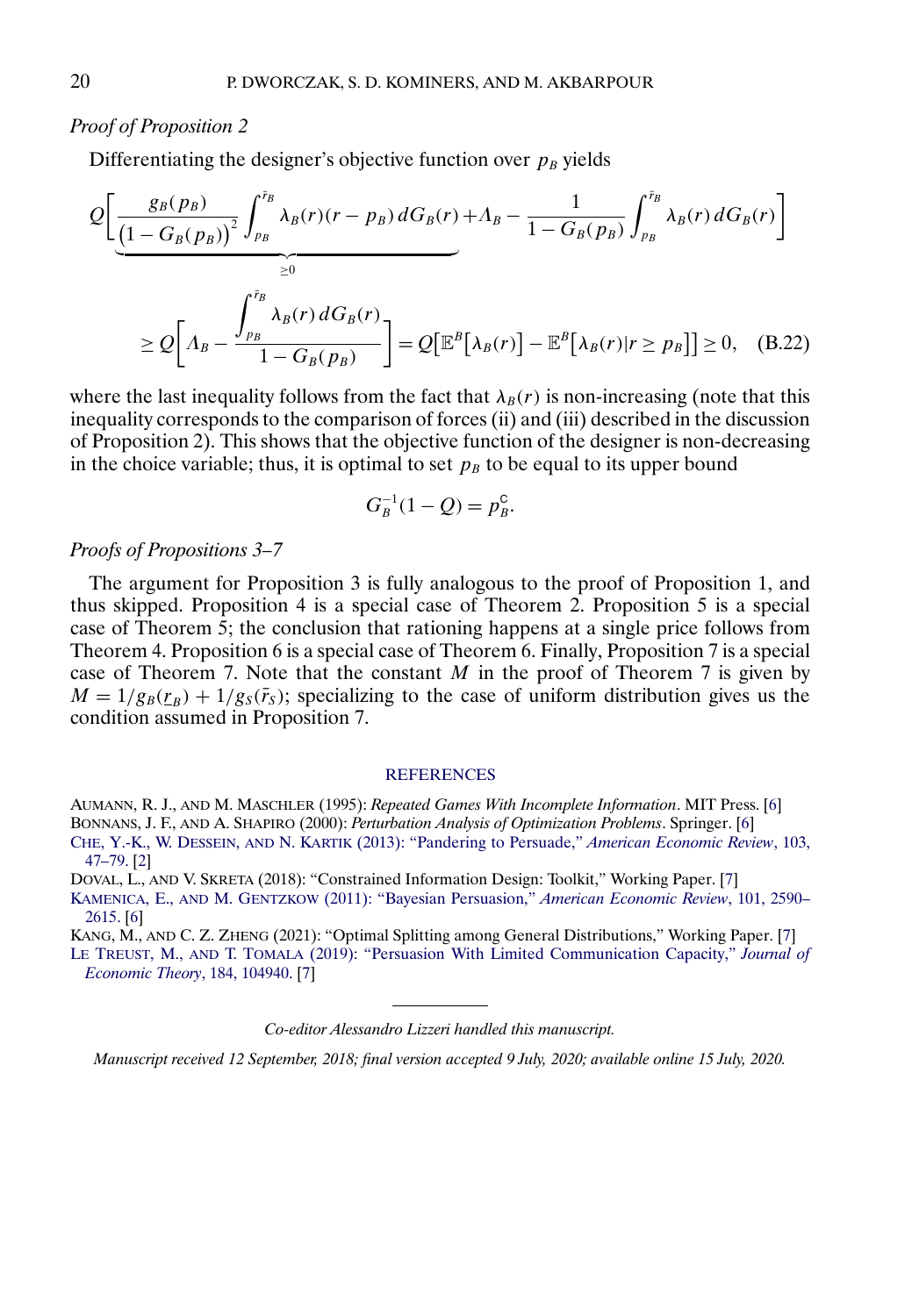*Proof of Proposition 2*

Differentiating the designer's objective function over $p_B$ yields

$$Q\Bigg[\underbrace{\frac{g_B(p_B)}{\big(1-G_B(p_B)\big)^2}\int_{p_B}^{\bar{r}_B}\lambda_B(r)(r-p_B)\,dG_B(r)}_{\geq 0}+\Lambda_B-\frac{1}{1-G_B(p_B)}\int_{p_B}^{\bar{r}_B}\lambda_B(r)\,dG_B(r)\Bigg]$$

$$\geq Q\Bigg[\Lambda_B-\frac{\int_{p_B}^{\bar{r}_B}\lambda_B(r)\,dG_B(r)}{1-G_B(p_B)}\Bigg]=Q\big[\mathbb{E}^B\big[\lambda_B(r)\big]-\mathbb{E}^B\big[\lambda_B(r)|r\geq p_B\big]\big]\geq 0, \quad \text{(B.22)}$$

where the last inequality follows from the fact that $\lambda_B(r)$ is non-increasing (note that this inequality corresponds to the comparison of forces (ii) and (iii) described in the discussion of Proposition 2). This shows that the objective function of the designer is non-decreasing in the choice variable; thus, it is optimal to set $p_B$ to be equal to its upper bound

$$G_B^{-1}(1-Q)=p_B^{\mathsf{C}}.$$

*Proofs of Propositions 3–7*

The argument for Proposition 3 is fully analogous to the proof of Proposition 1, and thus skipped. Proposition 4 is a special case of Theorem 2. Proposition 5 is a special case of Theorem 5; the conclusion that rationing happens at a single price follows from Theorem 4. Proposition 6 is a special case of Theorem 6. Finally, Proposition 7 is a special case of Theorem 7. Note that the constant $M$ in the proof of Theorem 7 is given by $M=1/g_B(\underline{r}_B)+1/g_S(\bar{r}_S)$; specializing to the case of uniform distribution gives us the condition assumed in Proposition 7.

## REFERENCES

AUMANN, R. J., AND M. MASCHLER (1995): *Repeated Games With Incomplete Information*. MIT Press. [6]

BONNANS, J. F., AND A. SHAPIRO (2000): *Perturbation Analysis of Optimization Problems*. Springer. [6]

CHE, Y.-K., W. DESSEIN, AND N. KARTIK (2013): "Pandering to Persuade," *American Economic Review*, 103, 47–79. [2]

DOVAL, L., AND V. SKRETA (2018): "Constrained Information Design: Toolkit," Working Paper. [7]

KAMENICA, E., AND M. GENTZKOW (2011): "Bayesian Persuasion," *American Economic Review*, 101, 2590–2615. [6]

KANG, M., AND C. Z. ZHENG (2021): "Optimal Splitting among General Distributions," Working Paper. [7]

LE TREUST, M., AND T. TOMALA (2019): "Persuasion With Limited Communication Capacity," *Journal of Economic Theory*, 184, 104940. [7]

---

*Co-editor Alessandro Lizzeri handled this manuscript.*

*Manuscript received 12 September, 2018; final version accepted 9 July, 2020; available online 15 July, 2020.*